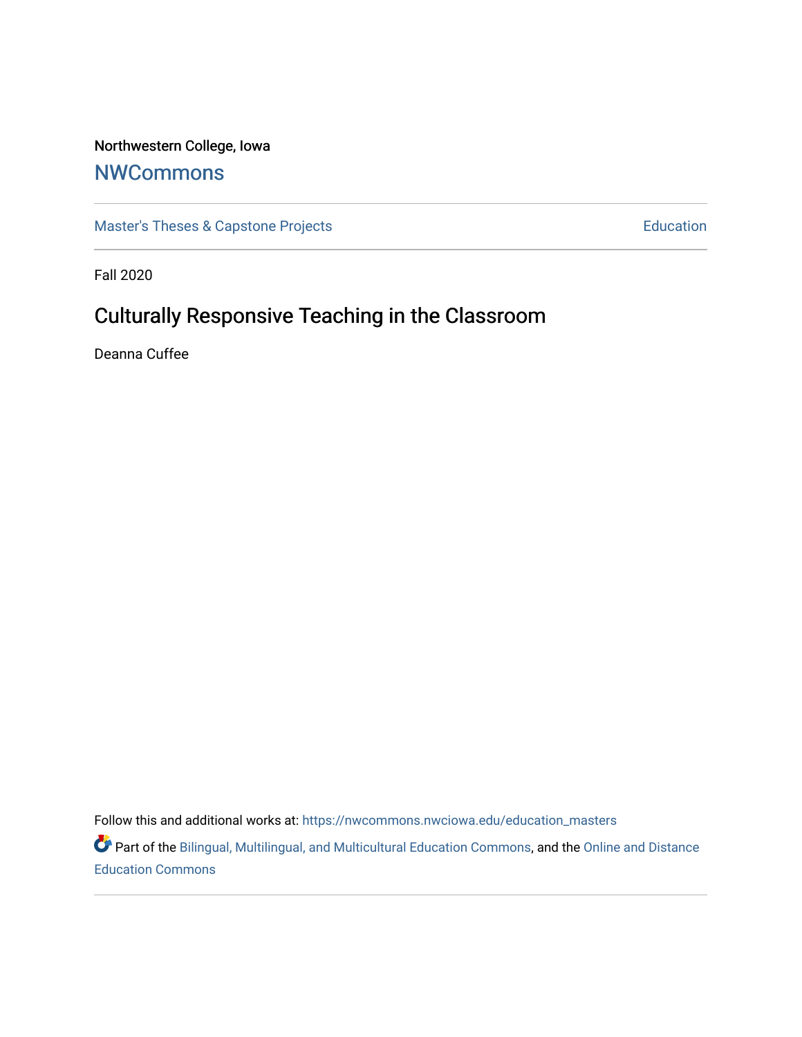Northwestern College, Iowa

**NWCommons**

Master's Theses & Capstone Projects | Education

Fall 2020

# Culturally Responsive Teaching in the Classroom

Deanna Cuffee

Follow this and additional works at: https://nwcommons.nwciowa.edu/education_masters

Part of the Bilingual, Multilingual, and Multicultural Education Commons, and the Online and Distance Education Commons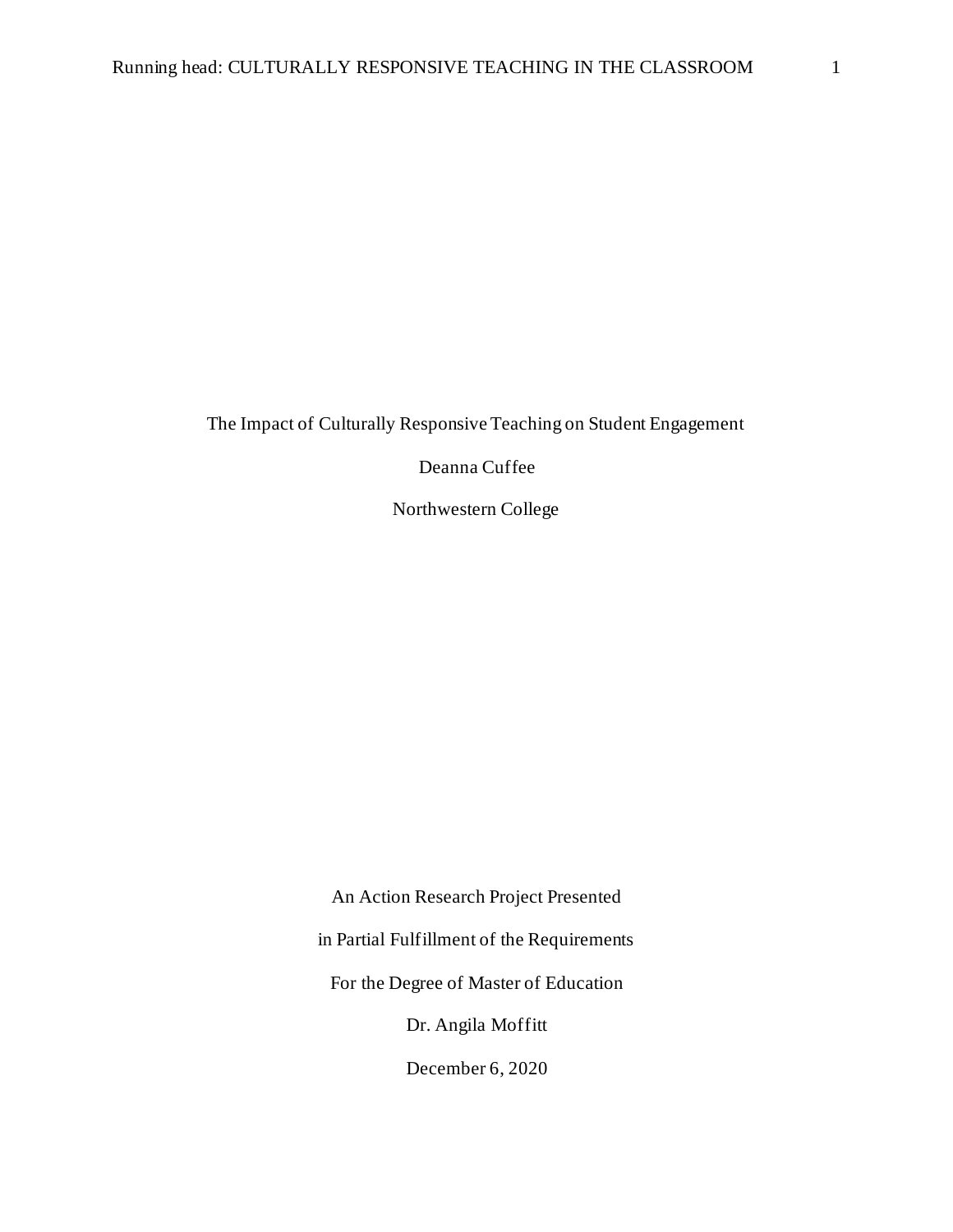The Impact of Culturally Responsive Teaching on Student Engagement

Deanna Cuffee

Northwestern College

An Action Research Project Presented

in Partial Fulfillment of the Requirements

For the Degree of Master of Education

Dr. Angila Moffitt

December 6, 2020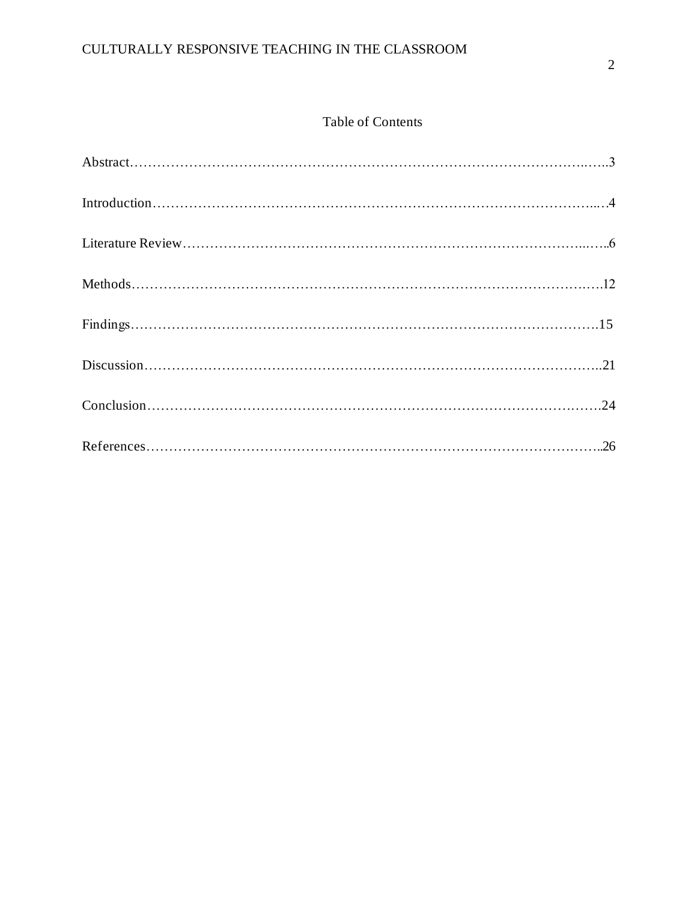# Table of Contents

Abstract……………………………………………………………………………………..…..3

Introduction…………………………………………………………………………………...…4

Literature Review…………………………………………………………………………...…..6

Methods……………………………………………………………………………………….….12

Findings………………………………………………………………………………………….15

Discussion………………………………………………………………………………………..21

Conclusion……………………………………………………………………………………….24

References……………………………………………………………………………………….26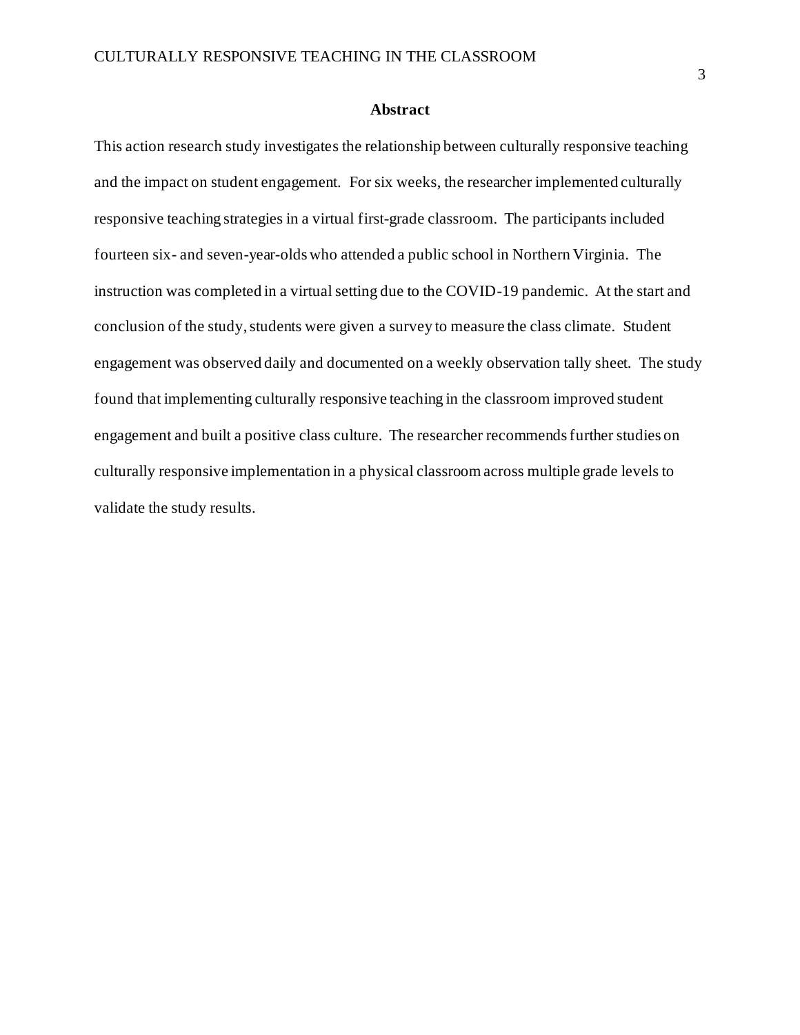## Abstract

This action research study investigates the relationship between culturally responsive teaching and the impact on student engagement. For six weeks, the researcher implemented culturally responsive teaching strategies in a virtual first-grade classroom. The participants included fourteen six- and seven-year-olds who attended a public school in Northern Virginia. The instruction was completed in a virtual setting due to the COVID-19 pandemic. At the start and conclusion of the study, students were given a survey to measure the class climate. Student engagement was observed daily and documented on a weekly observation tally sheet. The study found that implementing culturally responsive teaching in the classroom improved student engagement and built a positive class culture. The researcher recommends further studies on culturally responsive implementation in a physical classroom across multiple grade levels to validate the study results.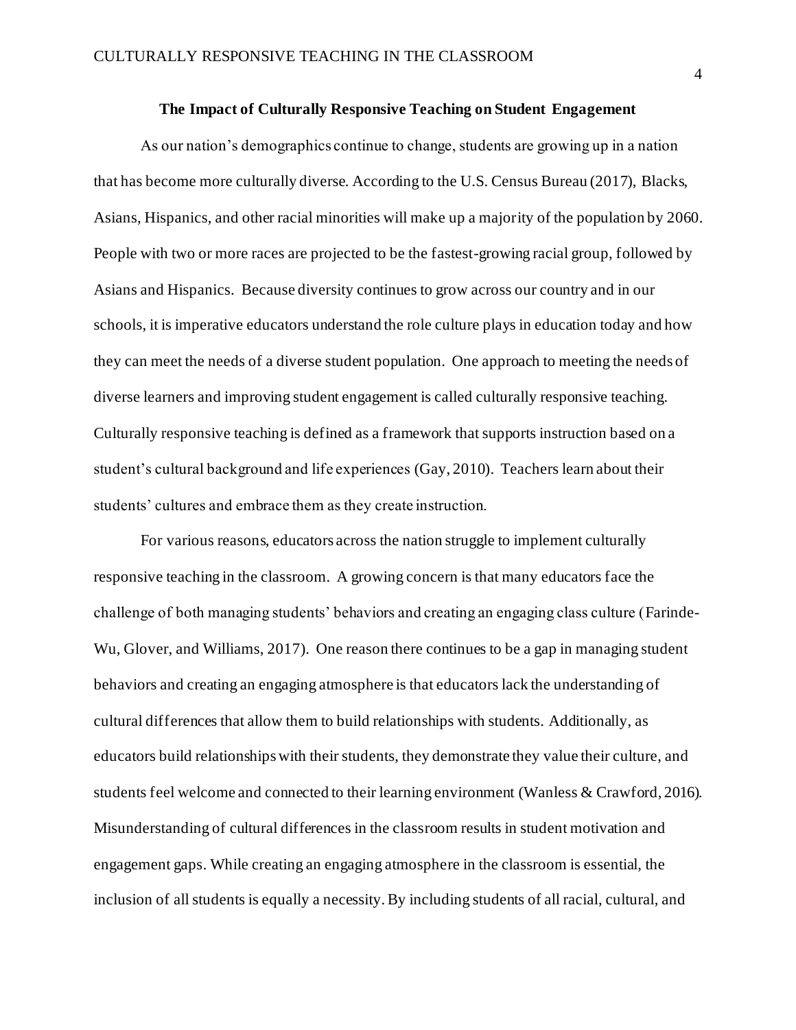## The Impact of Culturally Responsive Teaching on Student Engagement

As our nation's demographics continue to change, students are growing up in a nation that has become more culturally diverse. According to the U.S. Census Bureau (2017), Blacks, Asians, Hispanics, and other racial minorities will make up a majority of the population by 2060. People with two or more races are projected to be the fastest-growing racial group, followed by Asians and Hispanics. Because diversity continues to grow across our country and in our schools, it is imperative educators understand the role culture plays in education today and how they can meet the needs of a diverse student population. One approach to meeting the needs of diverse learners and improving student engagement is called culturally responsive teaching. Culturally responsive teaching is defined as a framework that supports instruction based on a student's cultural background and life experiences (Gay, 2010). Teachers learn about their students' cultures and embrace them as they create instruction.

For various reasons, educators across the nation struggle to implement culturally responsive teaching in the classroom. A growing concern is that many educators face the challenge of both managing students' behaviors and creating an engaging class culture (Farinde-Wu, Glover, and Williams, 2017). One reason there continues to be a gap in managing student behaviors and creating an engaging atmosphere is that educators lack the understanding of cultural differences that allow them to build relationships with students. Additionally, as educators build relationships with their students, they demonstrate they value their culture, and students feel welcome and connected to their learning environment (Wanless & Crawford, 2016). Misunderstanding of cultural differences in the classroom results in student motivation and engagement gaps. While creating an engaging atmosphere in the classroom is essential, the inclusion of all students is equally a necessity. By including students of all racial, cultural, and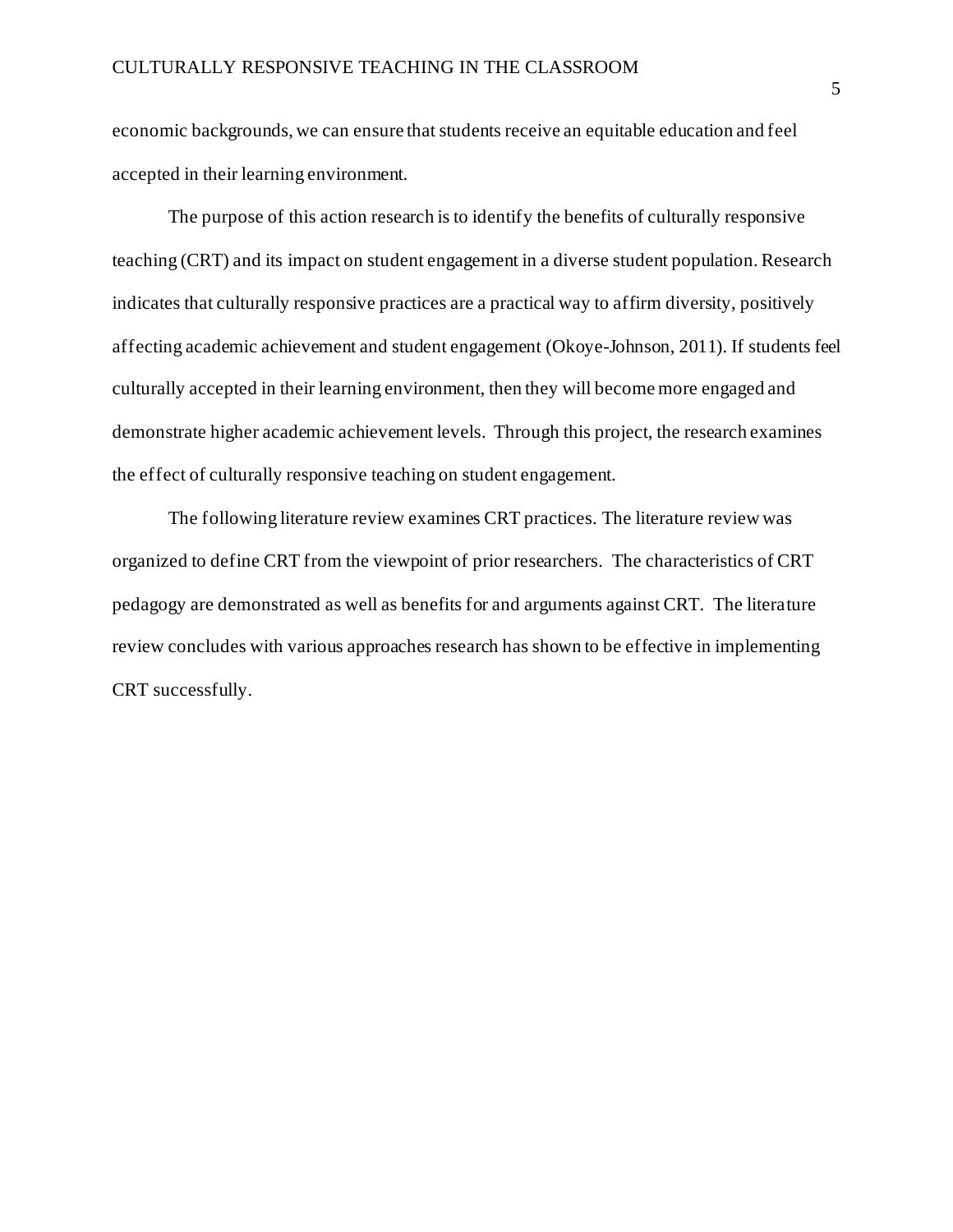economic backgrounds, we can ensure that students receive an equitable education and feel accepted in their learning environment.

The purpose of this action research is to identify the benefits of culturally responsive teaching (CRT) and its impact on student engagement in a diverse student population. Research indicates that culturally responsive practices are a practical way to affirm diversity, positively affecting academic achievement and student engagement (Okoye-Johnson, 2011). If students feel culturally accepted in their learning environment, then they will become more engaged and demonstrate higher academic achievement levels. Through this project, the research examines the effect of culturally responsive teaching on student engagement.

The following literature review examines CRT practices. The literature review was organized to define CRT from the viewpoint of prior researchers. The characteristics of CRT pedagogy are demonstrated as well as benefits for and arguments against CRT. The literature review concludes with various approaches research has shown to be effective in implementing CRT successfully.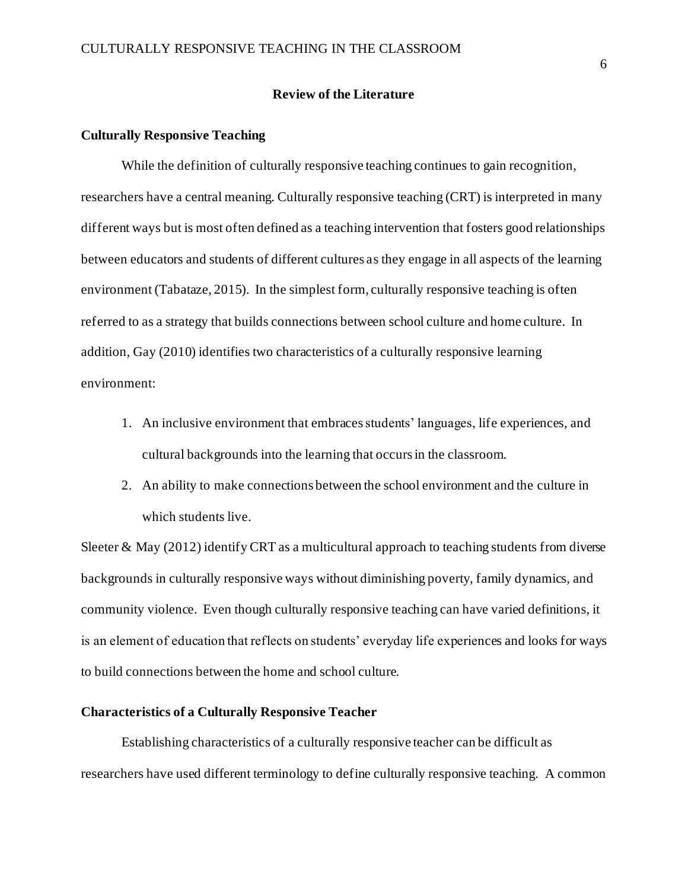# Review of the Literature

## Culturally Responsive Teaching

While the definition of culturally responsive teaching continues to gain recognition, researchers have a central meaning. Culturally responsive teaching (CRT) is interpreted in many different ways but is most often defined as a teaching intervention that fosters good relationships between educators and students of different cultures as they engage in all aspects of the learning environment (Tabataze, 2015). In the simplest form, culturally responsive teaching is often referred to as a strategy that builds connections between school culture and home culture. In addition, Gay (2010) identifies two characteristics of a culturally responsive learning environment:

1. An inclusive environment that embraces students' languages, life experiences, and cultural backgrounds into the learning that occurs in the classroom.
2. An ability to make connections between the school environment and the culture in which students live.

Sleeter & May (2012) identify CRT as a multicultural approach to teaching students from diverse backgrounds in culturally responsive ways without diminishing poverty, family dynamics, and community violence. Even though culturally responsive teaching can have varied definitions, it is an element of education that reflects on students' everyday life experiences and looks for ways to build connections between the home and school culture.

## Characteristics of a Culturally Responsive Teacher

Establishing characteristics of a culturally responsive teacher can be difficult as researchers have used different terminology to define culturally responsive teaching. A common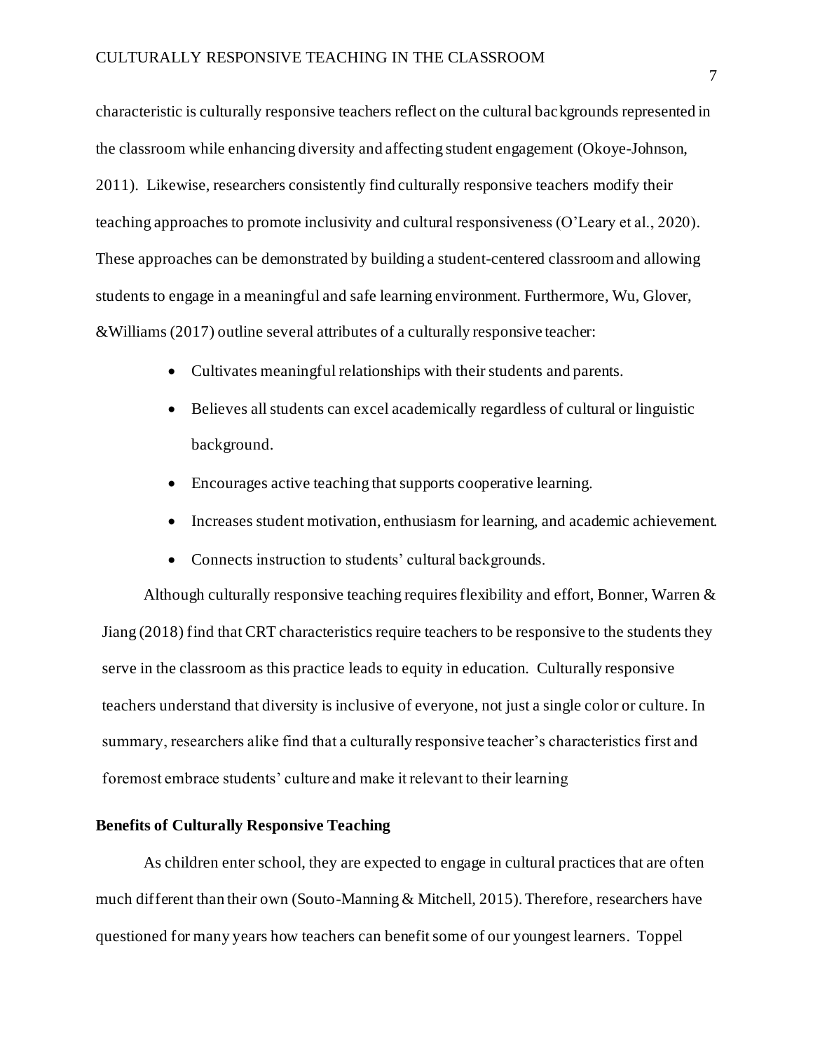characteristic is culturally responsive teachers reflect on the cultural backgrounds represented in the classroom while enhancing diversity and affecting student engagement (Okoye-Johnson, 2011). Likewise, researchers consistently find culturally responsive teachers modify their teaching approaches to promote inclusivity and cultural responsiveness (O'Leary et al., 2020). These approaches can be demonstrated by building a student-centered classroom and allowing students to engage in a meaningful and safe learning environment. Furthermore, Wu, Glover, &Williams (2017) outline several attributes of a culturally responsive teacher:

- Cultivates meaningful relationships with their students and parents.
- Believes all students can excel academically regardless of cultural or linguistic background.
- Encourages active teaching that supports cooperative learning.
- Increases student motivation, enthusiasm for learning, and academic achievement.
- Connects instruction to students' cultural backgrounds.

Although culturally responsive teaching requires flexibility and effort, Bonner, Warren & Jiang (2018) find that CRT characteristics require teachers to be responsive to the students they serve in the classroom as this practice leads to equity in education. Culturally responsive teachers understand that diversity is inclusive of everyone, not just a single color or culture. In summary, researchers alike find that a culturally responsive teacher's characteristics first and foremost embrace students' culture and make it relevant to their learning

**Benefits of Culturally Responsive Teaching**

As children enter school, they are expected to engage in cultural practices that are often much different than their own (Souto-Manning & Mitchell, 2015). Therefore, researchers have questioned for many years how teachers can benefit some of our youngest learners. Toppel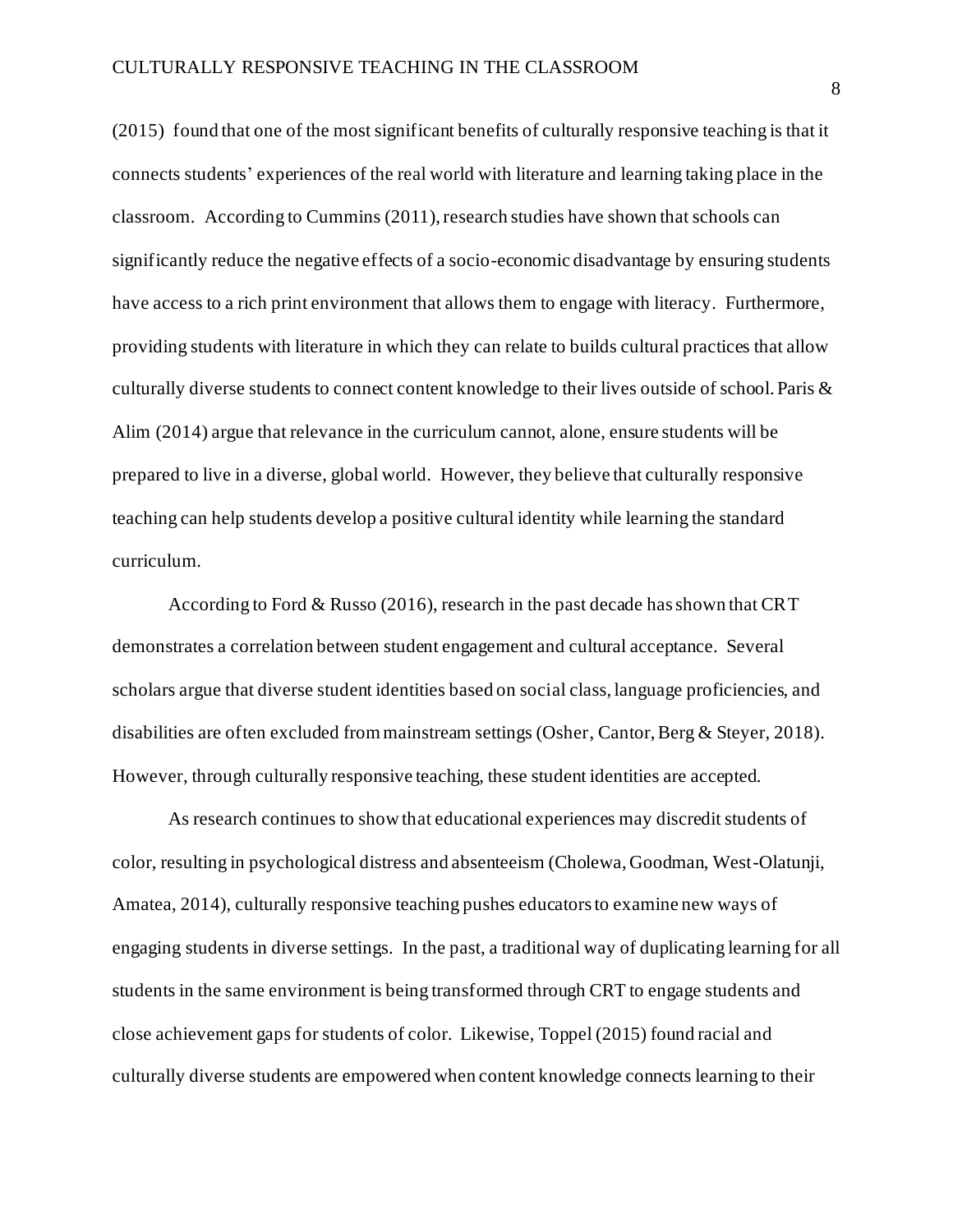(2015) found that one of the most significant benefits of culturally responsive teaching is that it connects students' experiences of the real world with literature and learning taking place in the classroom. According to Cummins (2011), research studies have shown that schools can significantly reduce the negative effects of a socio-economic disadvantage by ensuring students have access to a rich print environment that allows them to engage with literacy. Furthermore, providing students with literature in which they can relate to builds cultural practices that allow culturally diverse students to connect content knowledge to their lives outside of school. Paris & Alim (2014) argue that relevance in the curriculum cannot, alone, ensure students will be prepared to live in a diverse, global world. However, they believe that culturally responsive teaching can help students develop a positive cultural identity while learning the standard curriculum.

According to Ford & Russo (2016), research in the past decade has shown that CRT demonstrates a correlation between student engagement and cultural acceptance. Several scholars argue that diverse student identities based on social class, language proficiencies, and disabilities are often excluded from mainstream settings (Osher, Cantor, Berg & Steyer, 2018). However, through culturally responsive teaching, these student identities are accepted.

As research continues to show that educational experiences may discredit students of color, resulting in psychological distress and absenteeism (Cholewa, Goodman, West-Olatunji, Amatea, 2014), culturally responsive teaching pushes educators to examine new ways of engaging students in diverse settings. In the past, a traditional way of duplicating learning for all students in the same environment is being transformed through CRT to engage students and close achievement gaps for students of color. Likewise, Toppel (2015) found racial and culturally diverse students are empowered when content knowledge connects learning to their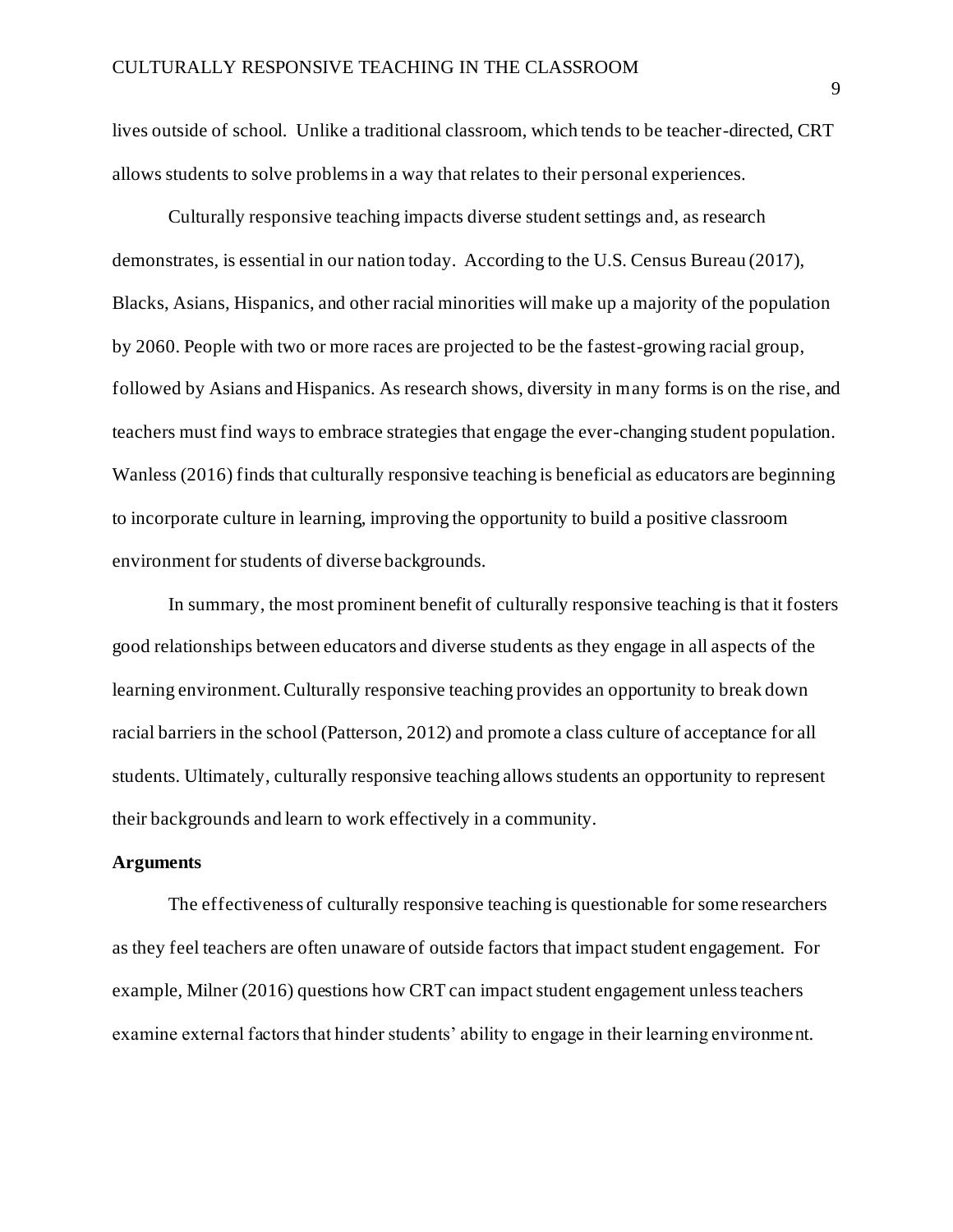lives outside of school. Unlike a traditional classroom, which tends to be teacher-directed, CRT allows students to solve problems in a way that relates to their personal experiences.

Culturally responsive teaching impacts diverse student settings and, as research demonstrates, is essential in our nation today. According to the U.S. Census Bureau (2017), Blacks, Asians, Hispanics, and other racial minorities will make up a majority of the population by 2060. People with two or more races are projected to be the fastest-growing racial group, followed by Asians and Hispanics. As research shows, diversity in many forms is on the rise, and teachers must find ways to embrace strategies that engage the ever-changing student population. Wanless (2016) finds that culturally responsive teaching is beneficial as educators are beginning to incorporate culture in learning, improving the opportunity to build a positive classroom environment for students of diverse backgrounds.

In summary, the most prominent benefit of culturally responsive teaching is that it fosters good relationships between educators and diverse students as they engage in all aspects of the learning environment. Culturally responsive teaching provides an opportunity to break down racial barriers in the school (Patterson, 2012) and promote a class culture of acceptance for all students. Ultimately, culturally responsive teaching allows students an opportunity to represent their backgrounds and learn to work effectively in a community.

## Arguments

The effectiveness of culturally responsive teaching is questionable for some researchers as they feel teachers are often unaware of outside factors that impact student engagement. For example, Milner (2016) questions how CRT can impact student engagement unless teachers examine external factors that hinder students' ability to engage in their learning environment.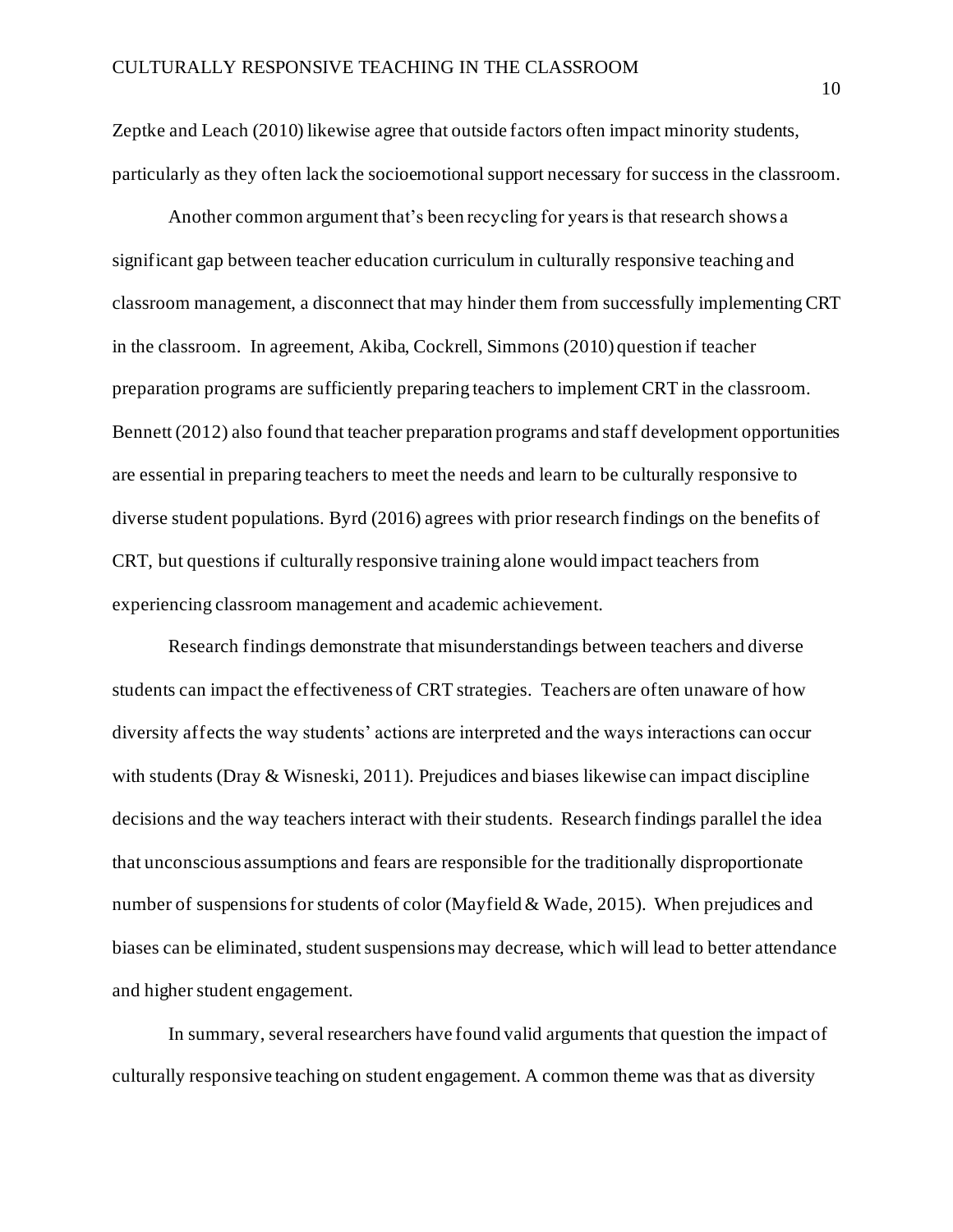Zeptke and Leach (2010) likewise agree that outside factors often impact minority students, particularly as they often lack the socioemotional support necessary for success in the classroom.

Another common argument that's been recycling for years is that research shows a significant gap between teacher education curriculum in culturally responsive teaching and classroom management, a disconnect that may hinder them from successfully implementing CRT in the classroom. In agreement, Akiba, Cockrell, Simmons (2010) question if teacher preparation programs are sufficiently preparing teachers to implement CRT in the classroom. Bennett (2012) also found that teacher preparation programs and staff development opportunities are essential in preparing teachers to meet the needs and learn to be culturally responsive to diverse student populations. Byrd (2016) agrees with prior research findings on the benefits of CRT, but questions if culturally responsive training alone would impact teachers from experiencing classroom management and academic achievement.

Research findings demonstrate that misunderstandings between teachers and diverse students can impact the effectiveness of CRT strategies. Teachers are often unaware of how diversity affects the way students' actions are interpreted and the ways interactions can occur with students (Dray & Wisneski, 2011). Prejudices and biases likewise can impact discipline decisions and the way teachers interact with their students. Research findings parallel the idea that unconscious assumptions and fears are responsible for the traditionally disproportionate number of suspensions for students of color (Mayfield & Wade, 2015). When prejudices and biases can be eliminated, student suspensions may decrease, which will lead to better attendance and higher student engagement.

In summary, several researchers have found valid arguments that question the impact of culturally responsive teaching on student engagement. A common theme was that as diversity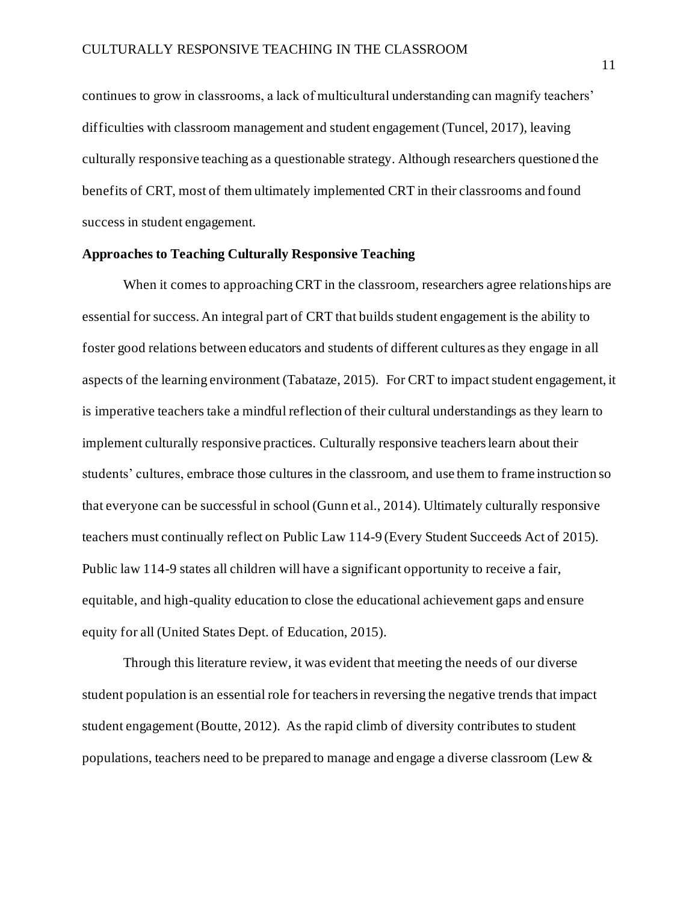continues to grow in classrooms, a lack of multicultural understanding can magnify teachers' difficulties with classroom management and student engagement (Tuncel, 2017), leaving culturally responsive teaching as a questionable strategy. Although researchers questioned the benefits of CRT, most of them ultimately implemented CRT in their classrooms and found success in student engagement.

## Approaches to Teaching Culturally Responsive Teaching

When it comes to approaching CRT in the classroom, researchers agree relationships are essential for success. An integral part of CRT that builds student engagement is the ability to foster good relations between educators and students of different cultures as they engage in all aspects of the learning environment (Tabataze, 2015). For CRT to impact student engagement, it is imperative teachers take a mindful reflection of their cultural understandings as they learn to implement culturally responsive practices. Culturally responsive teachers learn about their students' cultures, embrace those cultures in the classroom, and use them to frame instruction so that everyone can be successful in school (Gunn et al., 2014). Ultimately culturally responsive teachers must continually reflect on Public Law 114-9 (Every Student Succeeds Act of 2015). Public law 114-9 states all children will have a significant opportunity to receive a fair, equitable, and high-quality education to close the educational achievement gaps and ensure equity for all (United States Dept. of Education, 2015).

Through this literature review, it was evident that meeting the needs of our diverse student population is an essential role for teachers in reversing the negative trends that impact student engagement (Boutte, 2012). As the rapid climb of diversity contributes to student populations, teachers need to be prepared to manage and engage a diverse classroom (Lew &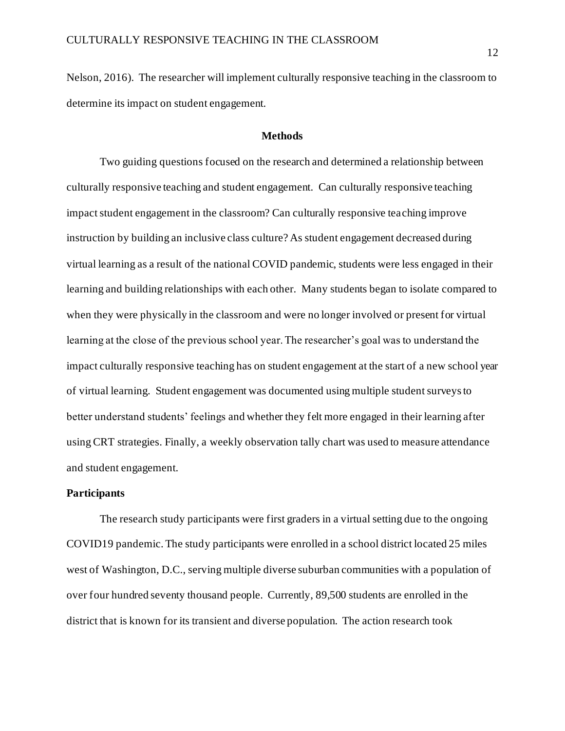Nelson, 2016). The researcher will implement culturally responsive teaching in the classroom to determine its impact on student engagement.

## Methods

Two guiding questions focused on the research and determined a relationship between culturally responsive teaching and student engagement. Can culturally responsive teaching impact student engagement in the classroom? Can culturally responsive teaching improve instruction by building an inclusive class culture? As student engagement decreased during virtual learning as a result of the national COVID pandemic, students were less engaged in their learning and building relationships with each other. Many students began to isolate compared to when they were physically in the classroom and were no longer involved or present for virtual learning at the close of the previous school year. The researcher's goal was to understand the impact culturally responsive teaching has on student engagement at the start of a new school year of virtual learning. Student engagement was documented using multiple student surveys to better understand students' feelings and whether they felt more engaged in their learning after using CRT strategies. Finally, a weekly observation tally chart was used to measure attendance and student engagement.

### Participants

The research study participants were first graders in a virtual setting due to the ongoing COVID19 pandemic. The study participants were enrolled in a school district located 25 miles west of Washington, D.C., serving multiple diverse suburban communities with a population of over four hundred seventy thousand people. Currently, 89,500 students are enrolled in the district that is known for its transient and diverse population. The action research took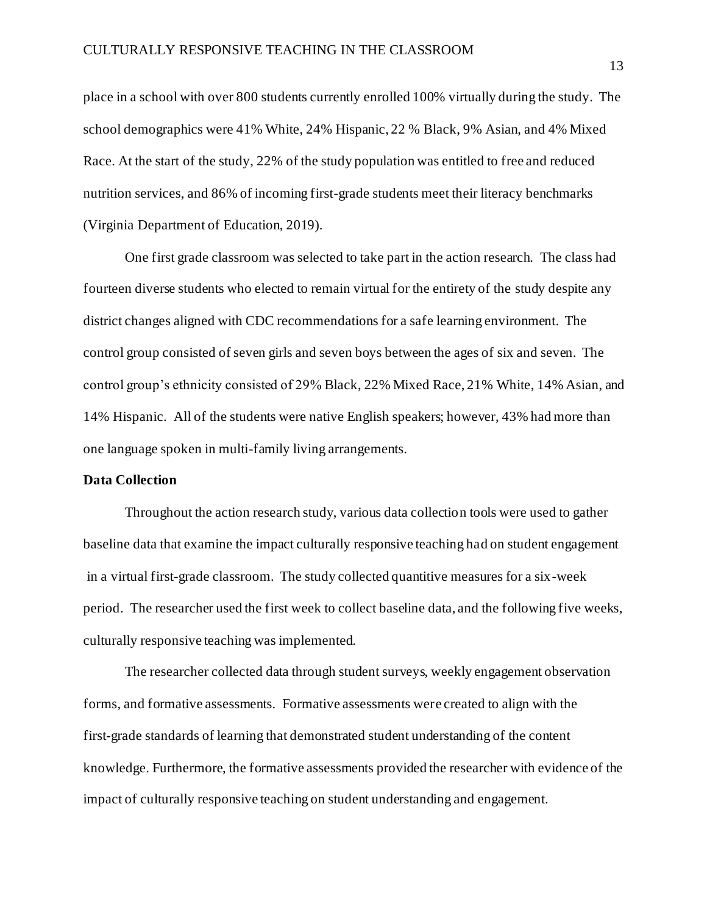place in a school with over 800 students currently enrolled 100% virtually during the study. The school demographics were 41% White, 24% Hispanic, 22 % Black, 9% Asian, and 4% Mixed Race. At the start of the study, 22% of the study population was entitled to free and reduced nutrition services, and 86% of incoming first-grade students meet their literacy benchmarks (Virginia Department of Education, 2019).

One first grade classroom was selected to take part in the action research. The class had fourteen diverse students who elected to remain virtual for the entirety of the study despite any district changes aligned with CDC recommendations for a safe learning environment. The control group consisted of seven girls and seven boys between the ages of six and seven. The control group's ethnicity consisted of 29% Black, 22% Mixed Race, 21% White, 14% Asian, and 14% Hispanic. All of the students were native English speakers; however, 43% had more than one language spoken in multi-family living arrangements.

**Data Collection**

Throughout the action research study, various data collection tools were used to gather baseline data that examine the impact culturally responsive teaching had on student engagement in a virtual first-grade classroom. The study collected quantitive measures for a six-week period. The researcher used the first week to collect baseline data, and the following five weeks, culturally responsive teaching was implemented.

The researcher collected data through student surveys, weekly engagement observation forms, and formative assessments. Formative assessments were created to align with the first-grade standards of learning that demonstrated student understanding of the content knowledge. Furthermore, the formative assessments provided the researcher with evidence of the impact of culturally responsive teaching on student understanding and engagement.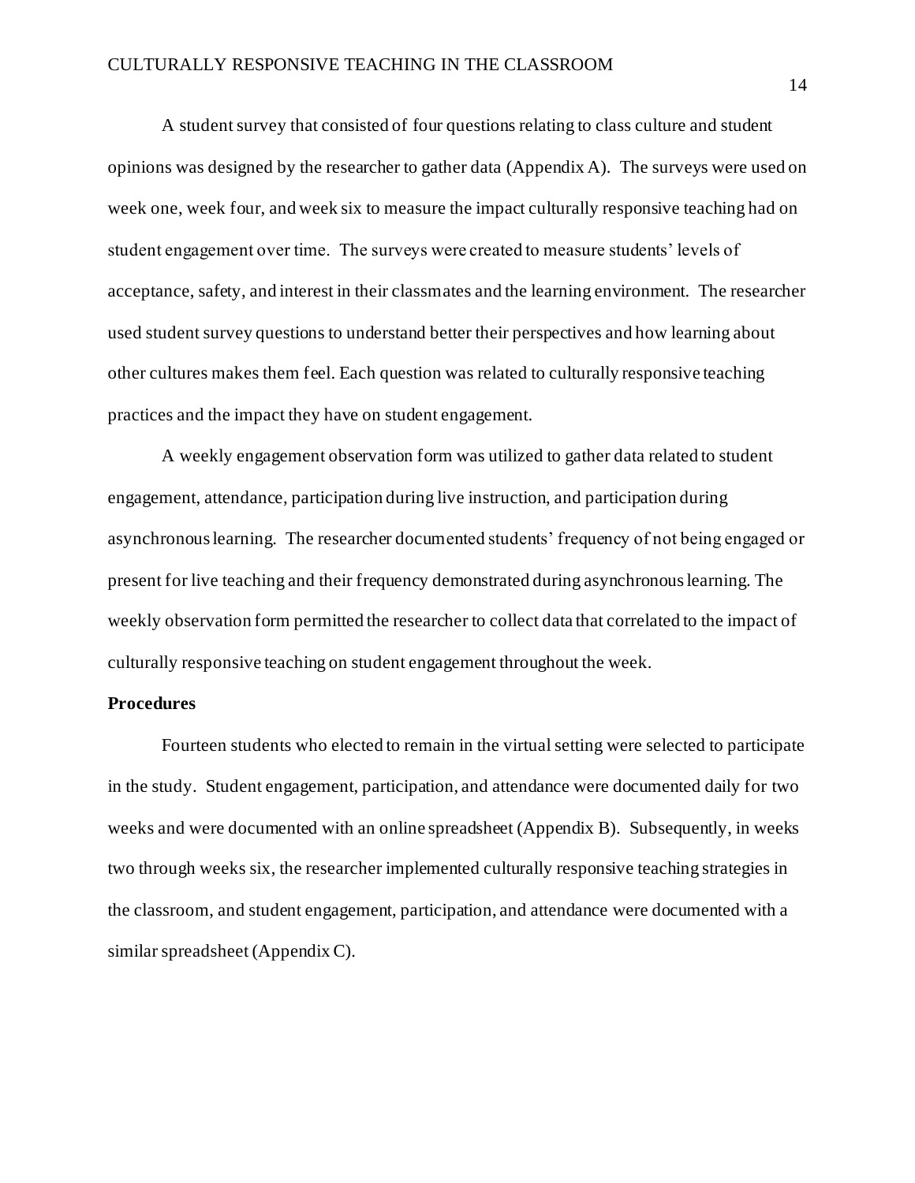A student survey that consisted of four questions relating to class culture and student opinions was designed by the researcher to gather data (Appendix A). The surveys were used on week one, week four, and week six to measure the impact culturally responsive teaching had on student engagement over time. The surveys were created to measure students' levels of acceptance, safety, and interest in their classmates and the learning environment. The researcher used student survey questions to understand better their perspectives and how learning about other cultures makes them feel. Each question was related to culturally responsive teaching practices and the impact they have on student engagement.

A weekly engagement observation form was utilized to gather data related to student engagement, attendance, participation during live instruction, and participation during asynchronous learning. The researcher documented students' frequency of not being engaged or present for live teaching and their frequency demonstrated during asynchronous learning. The weekly observation form permitted the researcher to collect data that correlated to the impact of culturally responsive teaching on student engagement throughout the week.

**Procedures**

Fourteen students who elected to remain in the virtual setting were selected to participate in the study. Student engagement, participation, and attendance were documented daily for two weeks and were documented with an online spreadsheet (Appendix B). Subsequently, in weeks two through weeks six, the researcher implemented culturally responsive teaching strategies in the classroom, and student engagement, participation, and attendance were documented with a similar spreadsheet (Appendix C).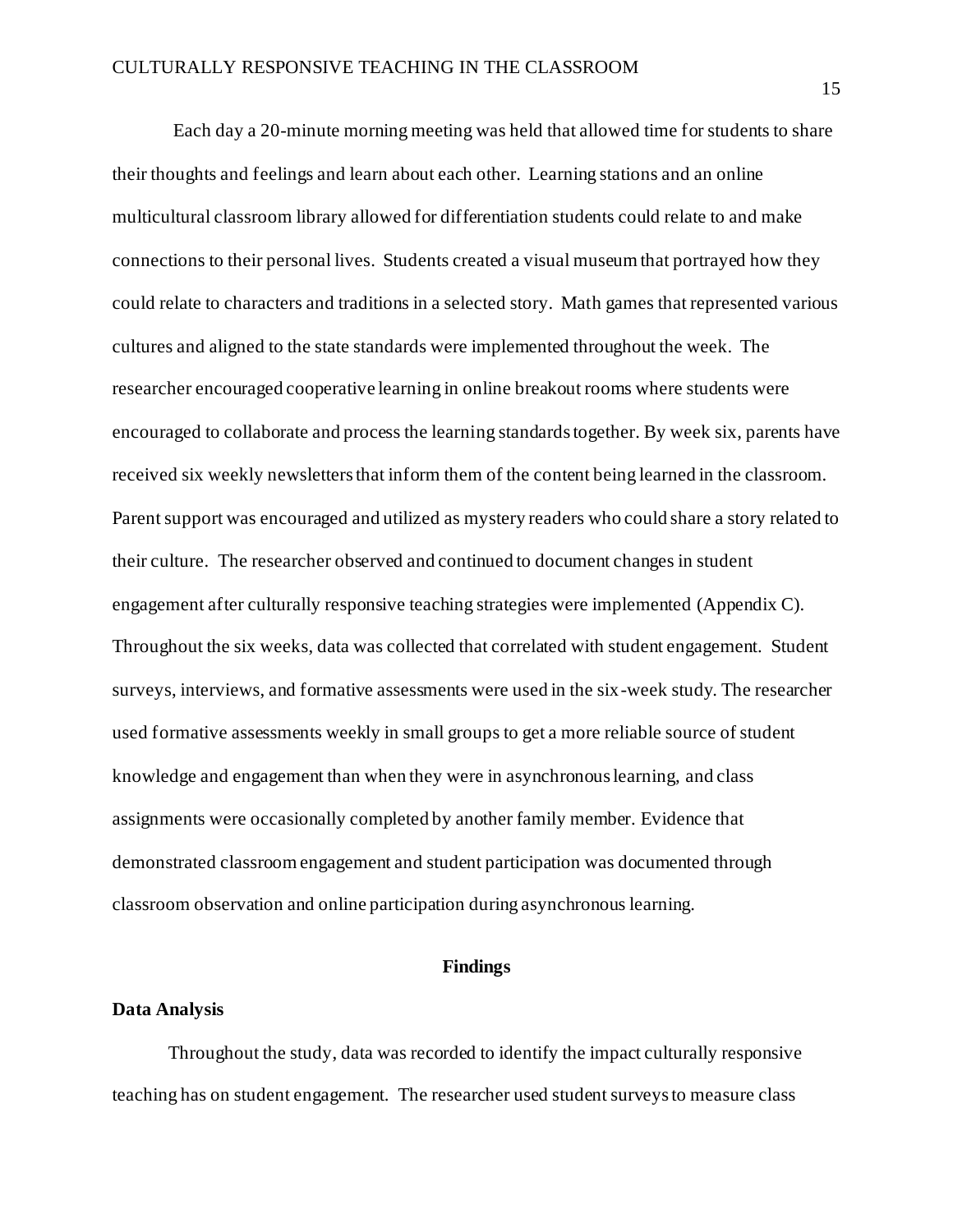Each day a 20-minute morning meeting was held that allowed time for students to share their thoughts and feelings and learn about each other. Learning stations and an online multicultural classroom library allowed for differentiation students could relate to and make connections to their personal lives. Students created a visual museum that portrayed how they could relate to characters and traditions in a selected story. Math games that represented various cultures and aligned to the state standards were implemented throughout the week. The researcher encouraged cooperative learning in online breakout rooms where students were encouraged to collaborate and process the learning standards together. By week six, parents have received six weekly newsletters that inform them of the content being learned in the classroom. Parent support was encouraged and utilized as mystery readers who could share a story related to their culture. The researcher observed and continued to document changes in student engagement after culturally responsive teaching strategies were implemented (Appendix C). Throughout the six weeks, data was collected that correlated with student engagement. Student surveys, interviews, and formative assessments were used in the six-week study. The researcher used formative assessments weekly in small groups to get a more reliable source of student knowledge and engagement than when they were in asynchronous learning, and class assignments were occasionally completed by another family member. Evidence that demonstrated classroom engagement and student participation was documented through classroom observation and online participation during asynchronous learning.

## Findings

### Data Analysis

Throughout the study, data was recorded to identify the impact culturally responsive teaching has on student engagement. The researcher used student surveys to measure class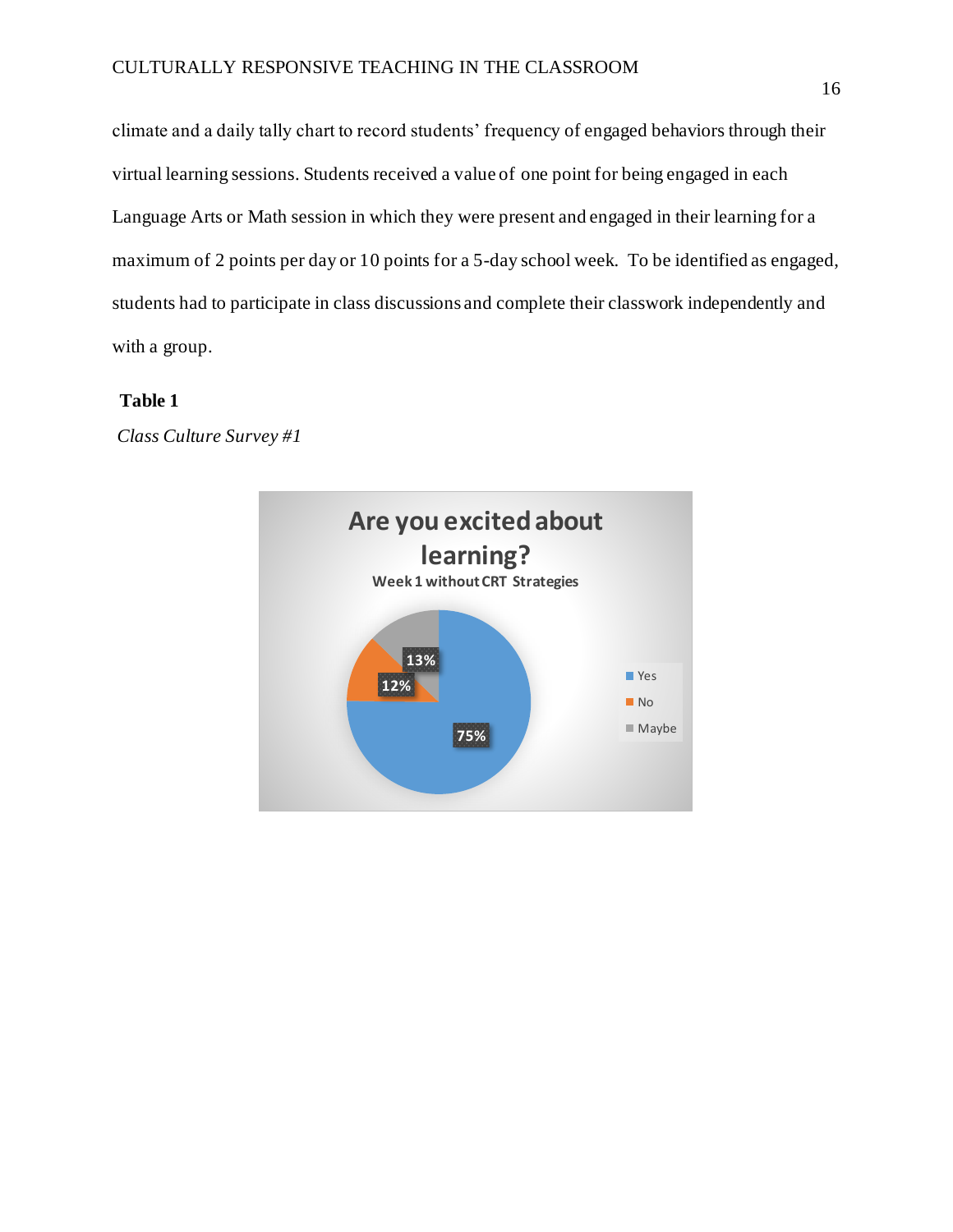climate and a daily tally chart to record students' frequency of engaged behaviors through their virtual learning sessions. Students received a value of one point for being engaged in each Language Arts or Math session in which they were present and engaged in their learning for a maximum of 2 points per day or 10 points for a 5-day school week. To be identified as engaged, students had to participate in class discussions and complete their classwork independently and with a group.

**Table 1**

*Class Culture Survey #1*

**Are you excited about learning?**

Week 1 without CRT Strategies

| Response | Percentage |
|---|---|
| Yes | 75% |
| No | 12% |
| Maybe | 13% |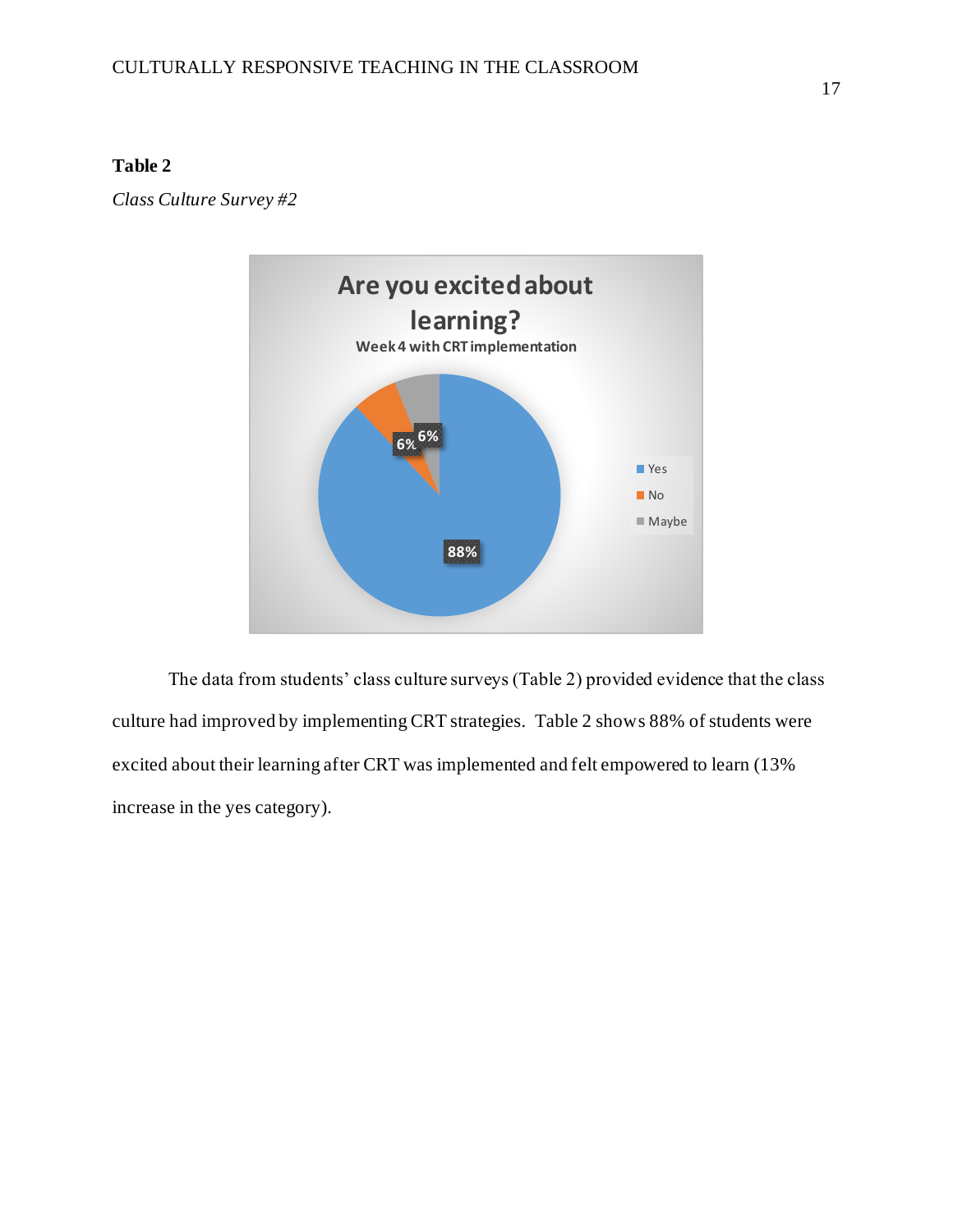**Table 2**

*Class Culture Survey #2*

The data from students' class culture surveys (Table 2) provided evidence that the class culture had improved by implementing CRT strategies. Table 2 shows 88% of students were excited about their learning after CRT was implemented and felt empowered to learn (13% increase in the yes category).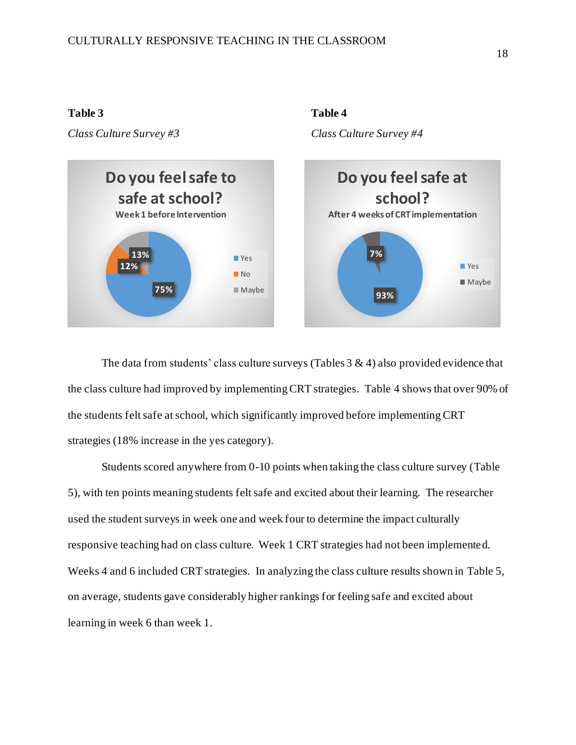**Table 3**

*Class Culture Survey #3*

Do you feel safe to safe at school?

Week 1 before Intervention

- Yes: 75%
- No: 12%
- Maybe: 13%

**Table 4**

*Class Culture Survey #4*

Do you feel safe at school?

After 4 weeks of CRT implementation

- Yes: 93%
- Maybe: 7%

The data from students' class culture surveys (Tables 3 & 4) also provided evidence that the class culture had improved by implementing CRT strategies. Table 4 shows that over 90% of the students felt safe at school, which significantly improved before implementing CRT strategies (18% increase in the yes category).

Students scored anywhere from 0-10 points when taking the class culture survey (Table 5), with ten points meaning students felt safe and excited about their learning. The researcher used the student surveys in week one and week four to determine the impact culturally responsive teaching had on class culture. Week 1 CRT strategies had not been implemented. Weeks 4 and 6 included CRT strategies. In analyzing the class culture results shown in Table 5, on average, students gave considerably higher rankings for feeling safe and excited about learning in week 6 than week 1.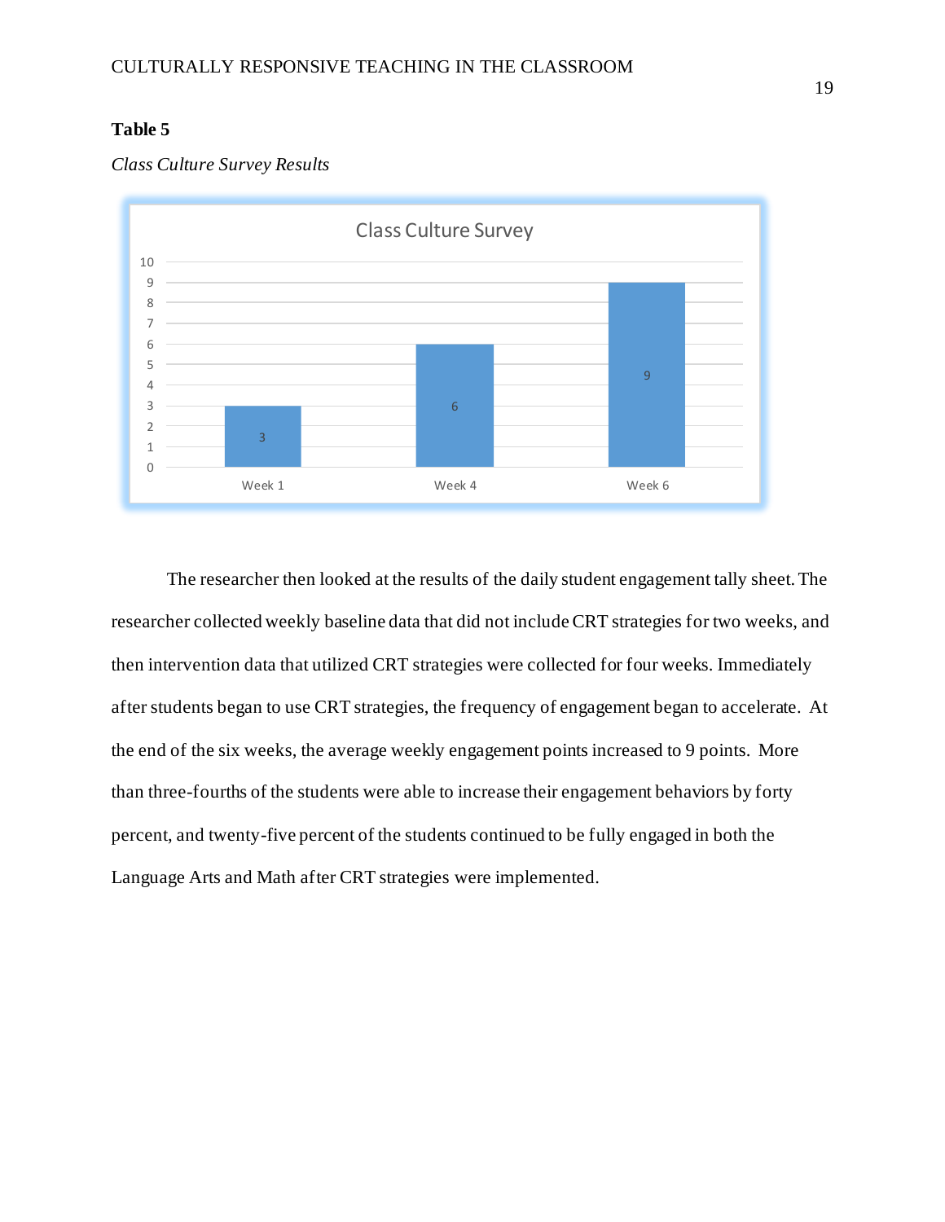**Table 5**

*Class Culture Survey Results*

| | Week 1 | Week 4 | Week 6 |
|---|---|---|---|
| Class Culture Survey | 3 | 6 | 9 |

The researcher then looked at the results of the daily student engagement tally sheet. The researcher collected weekly baseline data that did not include CRT strategies for two weeks, and then intervention data that utilized CRT strategies were collected for four weeks. Immediately after students began to use CRT strategies, the frequency of engagement began to accelerate. At the end of the six weeks, the average weekly engagement points increased to 9 points. More than three-fourths of the students were able to increase their engagement behaviors by forty percent, and twenty-five percent of the students continued to be fully engaged in both the Language Arts and Math after CRT strategies were implemented.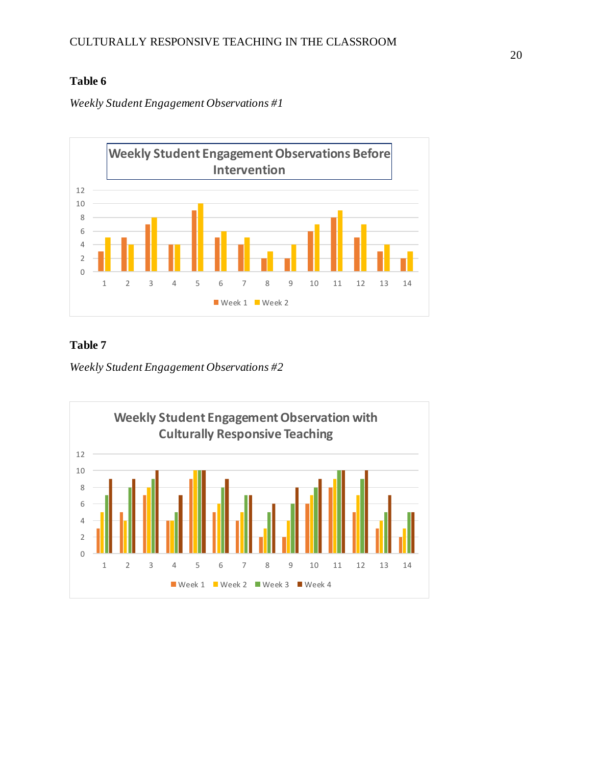**Table 6**

*Weekly Student Engagement Observations #1*

**Weekly Student Engagement Observations Before Intervention**

| Student | Week 1 | Week 2 |
|---|---|---|
| 1 | 3 | 5 |
| 2 | 5 | 4 |
| 3 | 7 | 8 |
| 4 | 4 | 4 |
| 5 | 9 | 10 |
| 6 | 5 | 6 |
| 7 | 4 | 5 |
| 8 | 2 | 3 |
| 9 | 2 | 4 |
| 10 | 6 | 7 |
| 11 | 8 | 9 |
| 12 | 5 | 7 |
| 13 | 3 | 4 |
| 14 | 2 | 3 |

**Table 7**

*Weekly Student Engagement Observations #2*

**Weekly Student Engagement Observation with Culturally Responsive Teaching**

| Student | Week 1 | Week 2 | Week 3 | Week 4 |
|---|---|---|---|---|
| 1 | 3 | 5 | 7 | 9 |
| 2 | 5 | 4 | 8 | 9 |
| 3 | 7 | 8 | 9 | 10 |
| 4 | 4 | 4 | 5 | 7 |
| 5 | 9 | 10 | 10 | 10 |
| 6 | 5 | 6 | 8 | 9 |
| 7 | 4 | 5 | 7 | 7 |
| 8 | 2 | 3 | 5 | 6 |
| 9 | 2 | 4 | 6 | 8 |
| 10 | 6 | 7 | 8 | 9 |
| 11 | 8 | 9 | 10 | 10 |
| 12 | 5 | 7 | 9 | 10 |
| 13 | 3 | 4 | 5 | 7 |
| 14 | 2 | 3 | 5 | 5 |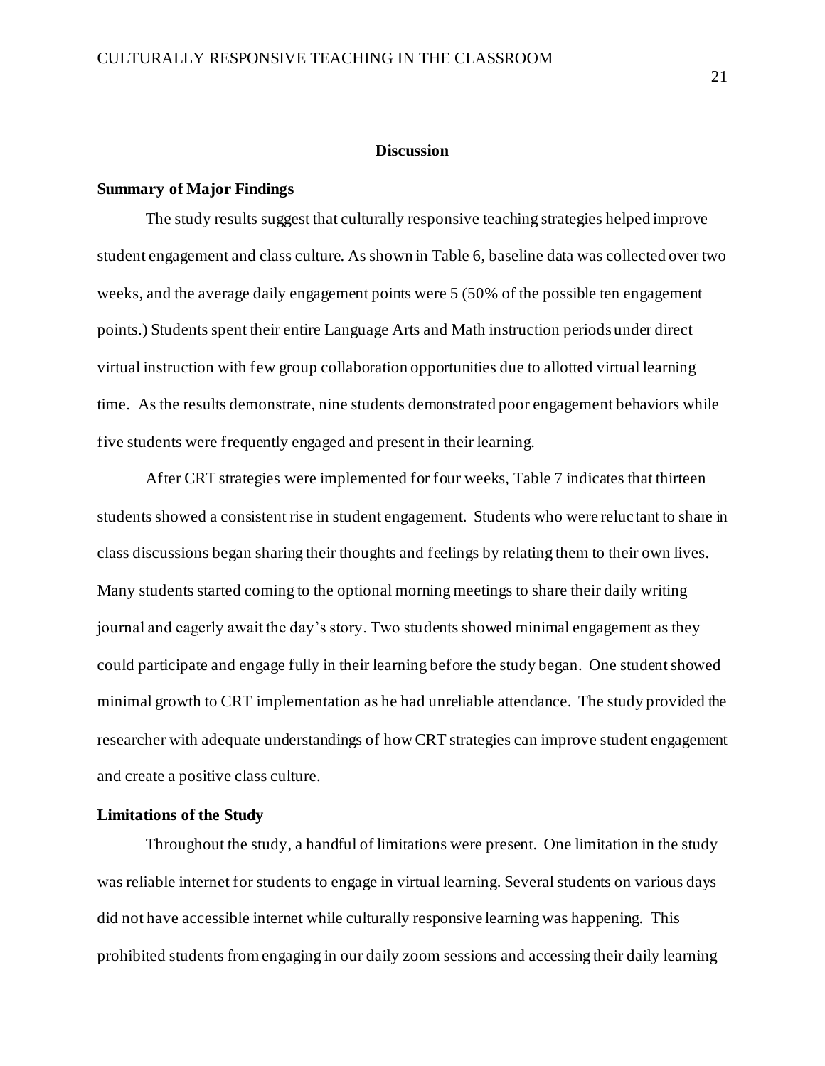## Discussion

### Summary of Major Findings

The study results suggest that culturally responsive teaching strategies helped improve student engagement and class culture. As shown in Table 6, baseline data was collected over two weeks, and the average daily engagement points were 5 (50% of the possible ten engagement points.) Students spent their entire Language Arts and Math instruction periods under direct virtual instruction with few group collaboration opportunities due to allotted virtual learning time. As the results demonstrate, nine students demonstrated poor engagement behaviors while five students were frequently engaged and present in their learning.

After CRT strategies were implemented for four weeks, Table 7 indicates that thirteen students showed a consistent rise in student engagement. Students who were reluctant to share in class discussions began sharing their thoughts and feelings by relating them to their own lives. Many students started coming to the optional morning meetings to share their daily writing journal and eagerly await the day's story. Two students showed minimal engagement as they could participate and engage fully in their learning before the study began. One student showed minimal growth to CRT implementation as he had unreliable attendance. The study provided the researcher with adequate understandings of how CRT strategies can improve student engagement and create a positive class culture.

### Limitations of the Study

Throughout the study, a handful of limitations were present. One limitation in the study was reliable internet for students to engage in virtual learning. Several students on various days did not have accessible internet while culturally responsive learning was happening. This prohibited students from engaging in our daily zoom sessions and accessing their daily learning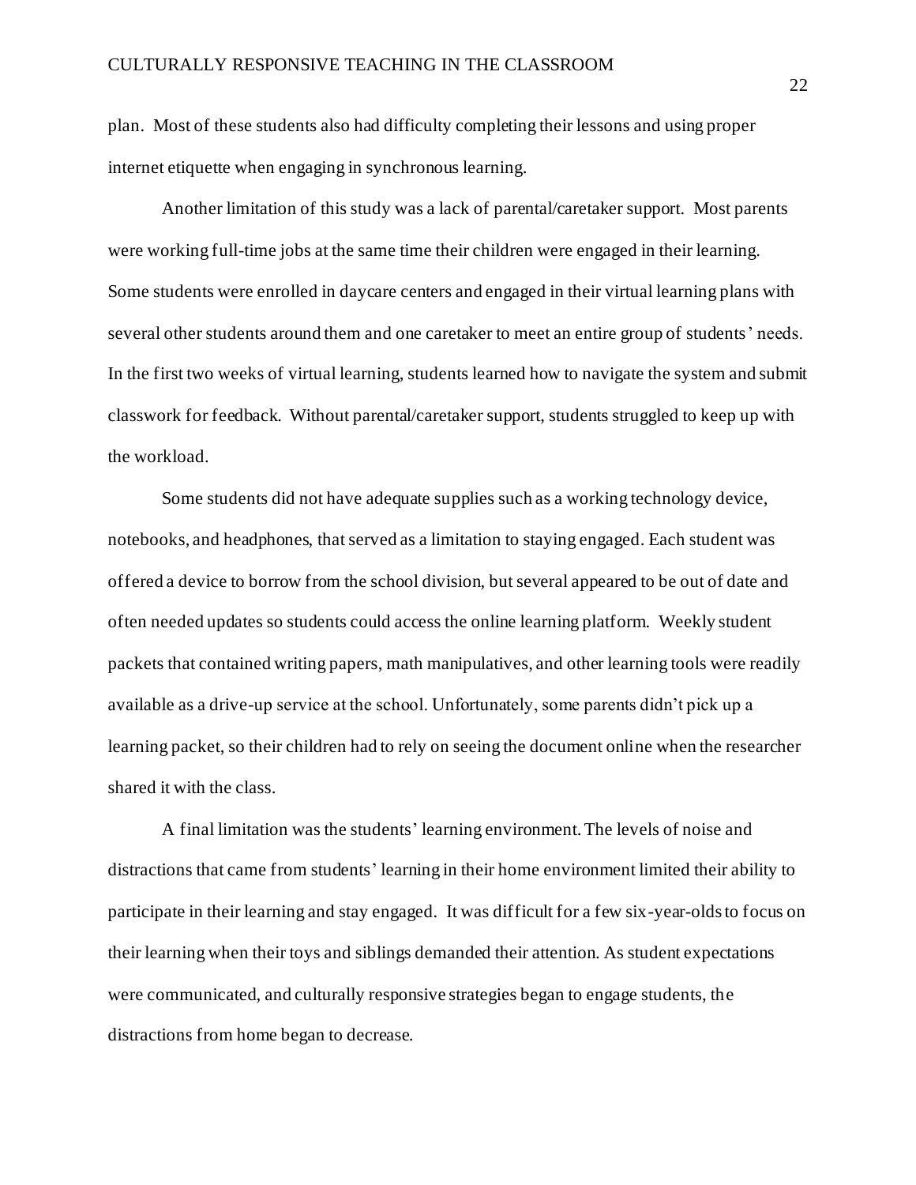plan. Most of these students also had difficulty completing their lessons and using proper internet etiquette when engaging in synchronous learning.

Another limitation of this study was a lack of parental/caretaker support. Most parents were working full-time jobs at the same time their children were engaged in their learning. Some students were enrolled in daycare centers and engaged in their virtual learning plans with several other students around them and one caretaker to meet an entire group of students' needs. In the first two weeks of virtual learning, students learned how to navigate the system and submit classwork for feedback. Without parental/caretaker support, students struggled to keep up with the workload.

Some students did not have adequate supplies such as a working technology device, notebooks, and headphones, that served as a limitation to staying engaged. Each student was offered a device to borrow from the school division, but several appeared to be out of date and often needed updates so students could access the online learning platform. Weekly student packets that contained writing papers, math manipulatives, and other learning tools were readily available as a drive-up service at the school. Unfortunately, some parents didn't pick up a learning packet, so their children had to rely on seeing the document online when the researcher shared it with the class.

A final limitation was the students' learning environment. The levels of noise and distractions that came from students' learning in their home environment limited their ability to participate in their learning and stay engaged. It was difficult for a few six-year-olds to focus on their learning when their toys and siblings demanded their attention. As student expectations were communicated, and culturally responsive strategies began to engage students, the distractions from home began to decrease.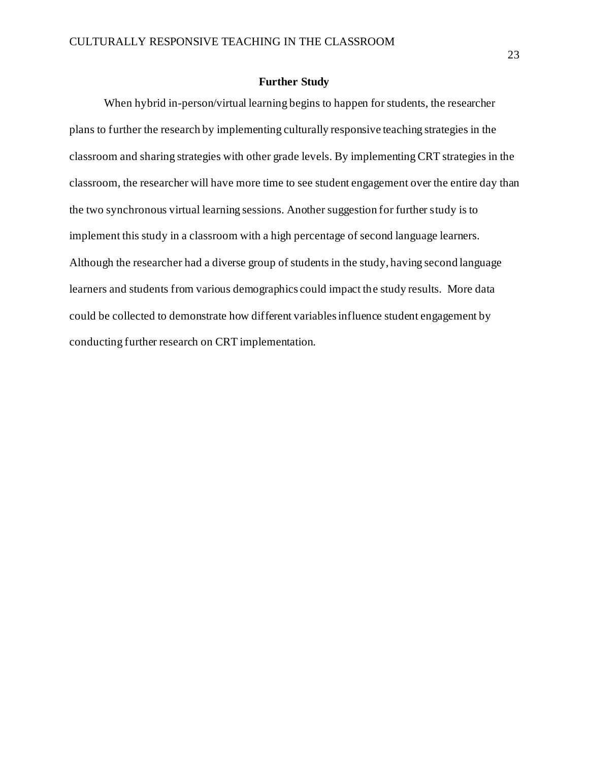## Further Study

When hybrid in-person/virtual learning begins to happen for students, the researcher plans to further the research by implementing culturally responsive teaching strategies in the classroom and sharing strategies with other grade levels. By implementing CRT strategies in the classroom, the researcher will have more time to see student engagement over the entire day than the two synchronous virtual learning sessions. Another suggestion for further study is to implement this study in a classroom with a high percentage of second language learners. Although the researcher had a diverse group of students in the study, having second language learners and students from various demographics could impact the study results. More data could be collected to demonstrate how different variables influence student engagement by conducting further research on CRT implementation.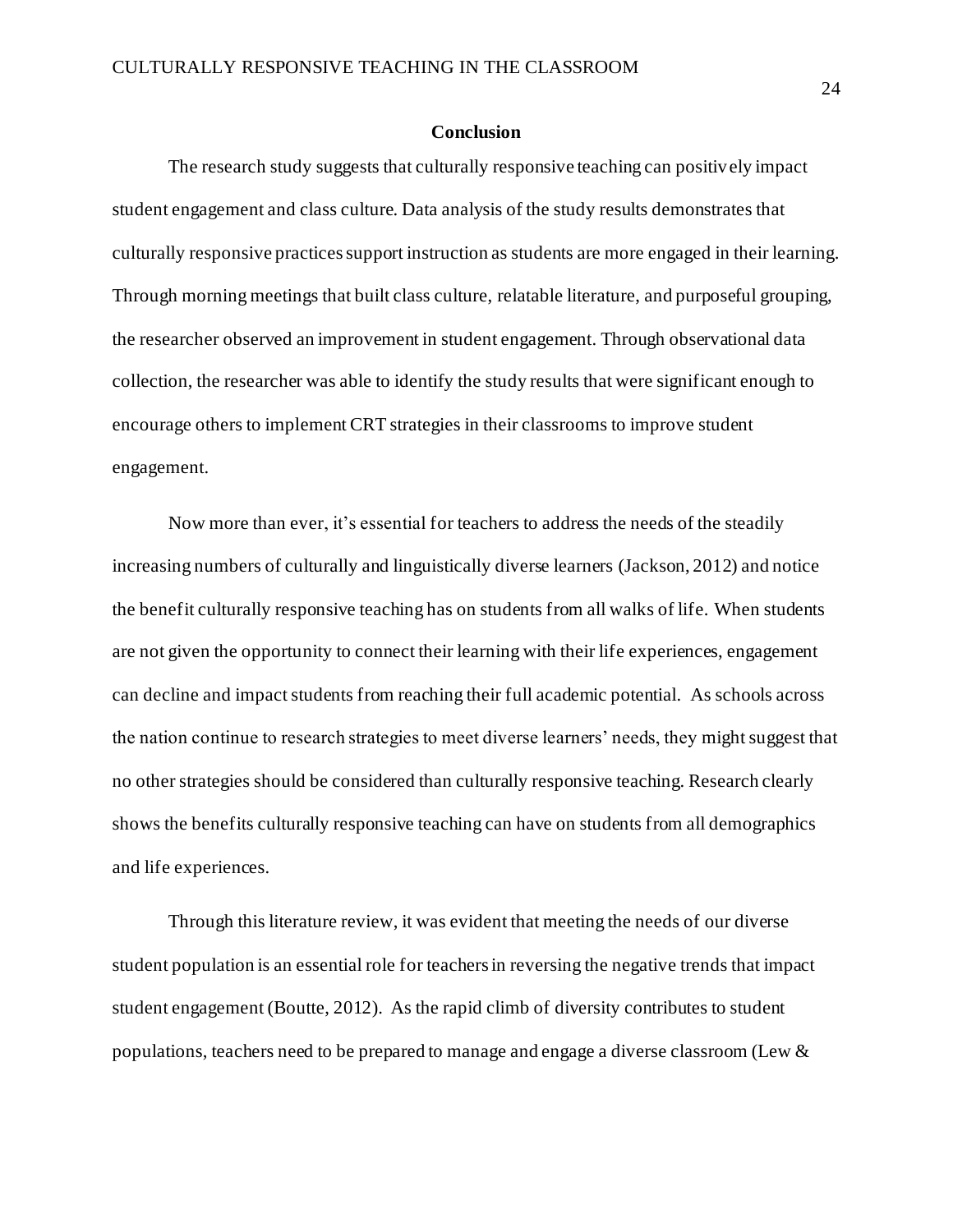## Conclusion

The research study suggests that culturally responsive teaching can positively impact student engagement and class culture. Data analysis of the study results demonstrates that culturally responsive practices support instruction as students are more engaged in their learning. Through morning meetings that built class culture, relatable literature, and purposeful grouping, the researcher observed an improvement in student engagement. Through observational data collection, the researcher was able to identify the study results that were significant enough to encourage others to implement CRT strategies in their classrooms to improve student engagement.

Now more than ever, it's essential for teachers to address the needs of the steadily increasing numbers of culturally and linguistically diverse learners (Jackson, 2012) and notice the benefit culturally responsive teaching has on students from all walks of life. When students are not given the opportunity to connect their learning with their life experiences, engagement can decline and impact students from reaching their full academic potential. As schools across the nation continue to research strategies to meet diverse learners' needs, they might suggest that no other strategies should be considered than culturally responsive teaching. Research clearly shows the benefits culturally responsive teaching can have on students from all demographics and life experiences.

Through this literature review, it was evident that meeting the needs of our diverse student population is an essential role for teachers in reversing the negative trends that impact student engagement (Boutte, 2012). As the rapid climb of diversity contributes to student populations, teachers need to be prepared to manage and engage a diverse classroom (Lew &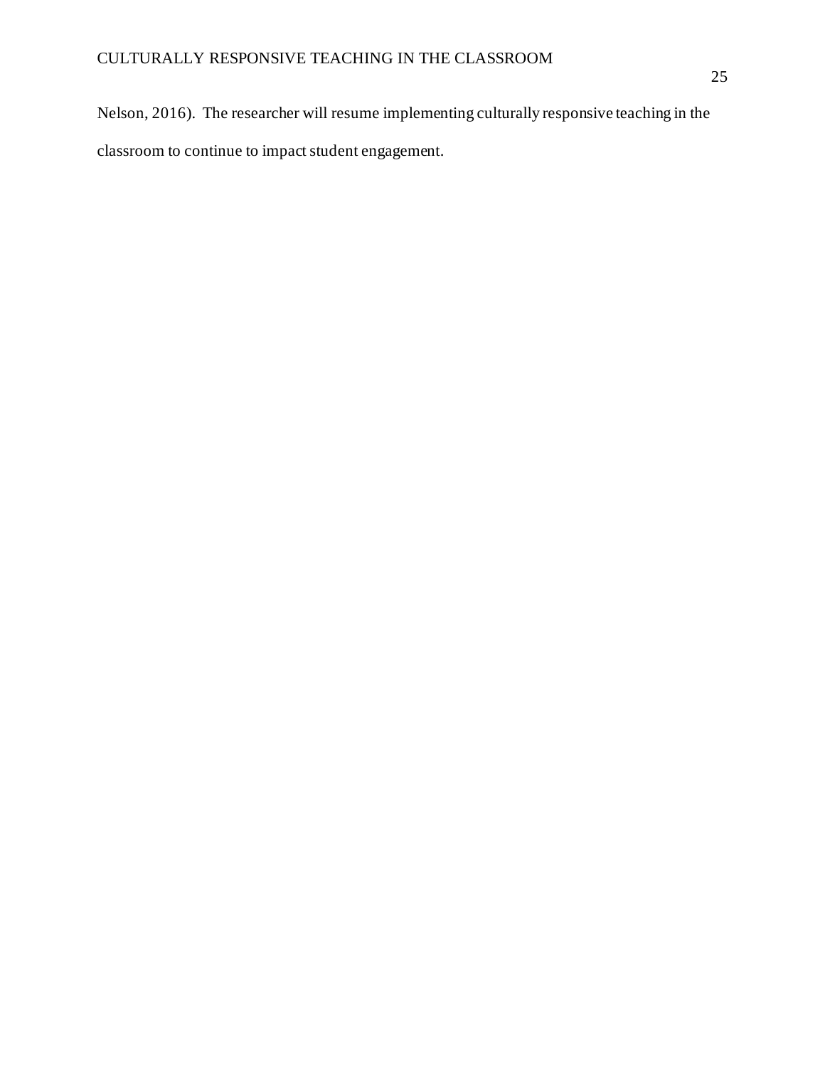Nelson, 2016). The researcher will resume implementing culturally responsive teaching in the classroom to continue to impact student engagement.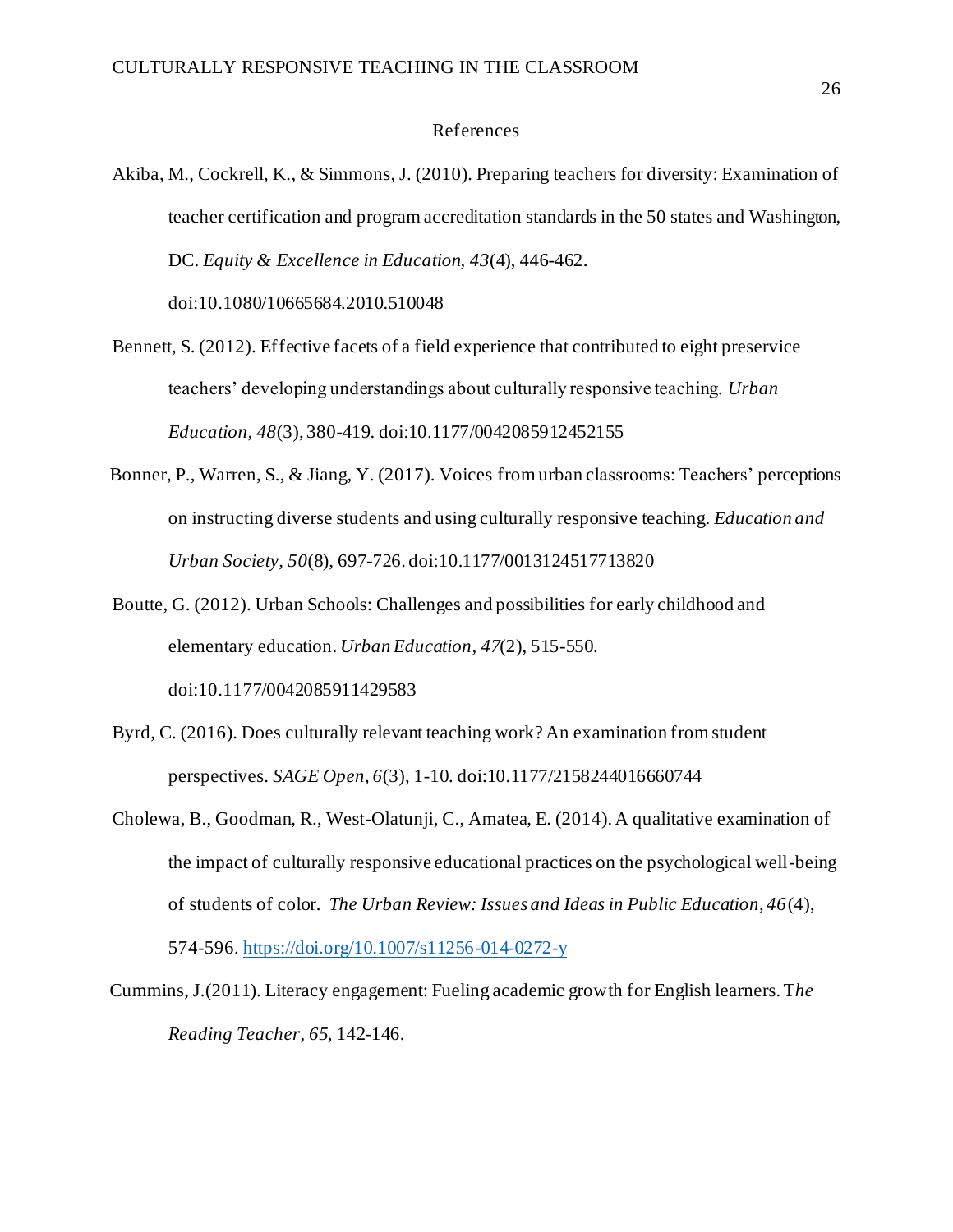# References

Akiba, M., Cockrell, K., & Simmons, J. (2010). Preparing teachers for diversity: Examination of teacher certification and program accreditation standards in the 50 states and Washington, DC. *Equity & Excellence in Education, 43*(4), 446-462. doi:10.1080/10665684.2010.510048

Bennett, S. (2012). Effective facets of a field experience that contributed to eight preservice teachers' developing understandings about culturally responsive teaching. *Urban Education*, *48*(3), 380-419. doi:10.1177/0042085912452155

Bonner, P., Warren, S., & Jiang, Y. (2017). Voices from urban classrooms: Teachers' perceptions on instructing diverse students and using culturally responsive teaching. *Education and Urban Society*, *50*(8), 697-726. doi:10.1177/0013124517713820

Boutte, G. (2012). Urban Schools: Challenges and possibilities for early childhood and elementary education. *Urban Education*, *47*(2), 515-550. doi:10.1177/0042085911429583

Byrd, C. (2016). Does culturally relevant teaching work? An examination from student perspectives. *SAGE Open*, *6*(3), 1-10. doi:10.1177/2158244016660744

Cholewa, B., Goodman, R., West-Olatunji, C., Amatea, E. (2014). A qualitative examination of the impact of culturally responsive educational practices on the psychological well-being of students of color. *The Urban Review: Issues and Ideas in Public Education*, *46*(4), 574-596. https://doi.org/10.1007/s11256-014-0272-y

Cummins, J.(2011). Literacy engagement: Fueling academic growth for English learners. T*he Reading Teacher*, *65*, 142-146.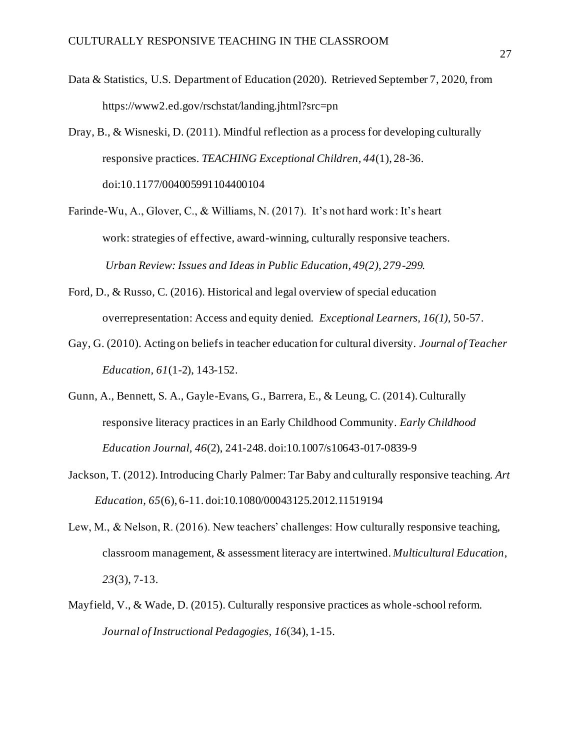Data & Statistics, U.S. Department of Education (2020). Retrieved September 7, 2020, from https://www2.ed.gov/rschstat/landing.jhtml?src=pn

Dray, B., & Wisneski, D. (2011). Mindful reflection as a process for developing culturally responsive practices. *TEACHING Exceptional Children, 44*(1), 28-36. doi:10.1177/004005991104400104

Farinde-Wu, A., Glover, C., & Williams, N. (2017). It's not hard work: It's heart work: strategies of effective, award-winning, culturally responsive teachers. *Urban Review: Issues and Ideas in Public Education, 49(2), 279-299.*

Ford, D., & Russo, C. (2016). Historical and legal overview of special education overrepresentation: Access and equity denied. *Exceptional Learners, 16(1),* 50-57.

Gay, G. (2010). Acting on beliefs in teacher education for cultural diversity. *Journal of Teacher Education, 61*(1-2), 143-152.

Gunn, A., Bennett, S. A., Gayle-Evans, G., Barrera, E., & Leung, C. (2014). Culturally responsive literacy practices in an Early Childhood Community. *Early Childhood Education Journal, 46*(2), 241-248. doi:10.1007/s10643-017-0839-9

Jackson, T. (2012). Introducing Charly Palmer: Tar Baby and culturally responsive teaching. *Art Education, 65*(6), 6-11. doi:10.1080/00043125.2012.11519194

Lew, M., & Nelson, R. (2016). New teachers' challenges: How culturally responsive teaching, classroom management, & assessment literacy are intertwined. *Multicultural Education, 23*(3), 7-13.

Mayfield, V., & Wade, D. (2015). Culturally responsive practices as whole-school reform. *Journal of Instructional Pedagogies, 16*(34), 1-15.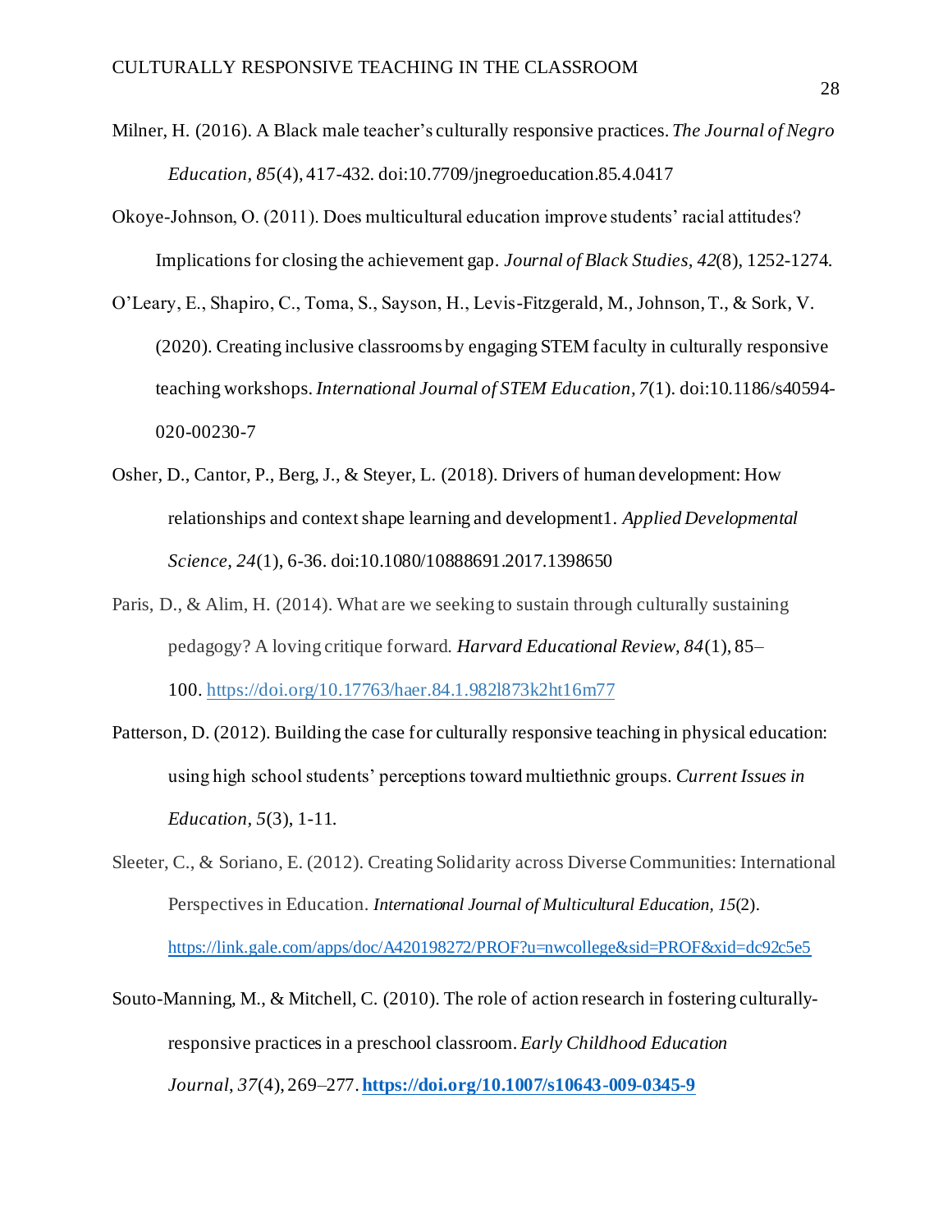Milner, H. (2016). A Black male teacher's culturally responsive practices. *The Journal of Negro Education, 85*(4), 417-432. doi:10.7709/jnegroeducation.85.4.0417

Okoye-Johnson, O. (2011). Does multicultural education improve students' racial attitudes? Implications for closing the achievement gap. *Journal of Black Studies, 42*(8), 1252-1274.

O'Leary, E., Shapiro, C., Toma, S., Sayson, H., Levis-Fitzgerald, M., Johnson, T., & Sork, V. (2020). Creating inclusive classrooms by engaging STEM faculty in culturally responsive teaching workshops. *International Journal of STEM Education, 7*(1). doi:10.1186/s40594-020-00230-7

Osher, D., Cantor, P., Berg, J., & Steyer, L. (2018). Drivers of human development: How relationships and context shape learning and development1. *Applied Developmental Science, 24*(1), 6-36. doi:10.1080/10888691.2017.1398650

Paris, D., & Alim, H. (2014). What are we seeking to sustain through culturally sustaining pedagogy? A loving critique forward. *Harvard Educational Review, 84*(1), 85–100. https://doi.org/10.17763/haer.84.1.982l873k2ht16m77

Patterson, D. (2012). Building the case for culturally responsive teaching in physical education: using high school students' perceptions toward multiethnic groups. *Current Issues in Education, 5*(3), 1-11.

Sleeter, C., & Soriano, E. (2012). Creating Solidarity across Diverse Communities: International Perspectives in Education. *International Journal of Multicultural Education, 15*(2). https://link.gale.com/apps/doc/A420198272/PROF?u=nwcollege&sid=PROF&xid=dc92c5e5

Souto-Manning, M., & Mitchell, C. (2010). The role of action research in fostering culturally-responsive practices in a preschool classroom. *Early Childhood Education Journal, 37*(4), 269–277. **https://doi.org/10.1007/s10643-009-0345-9**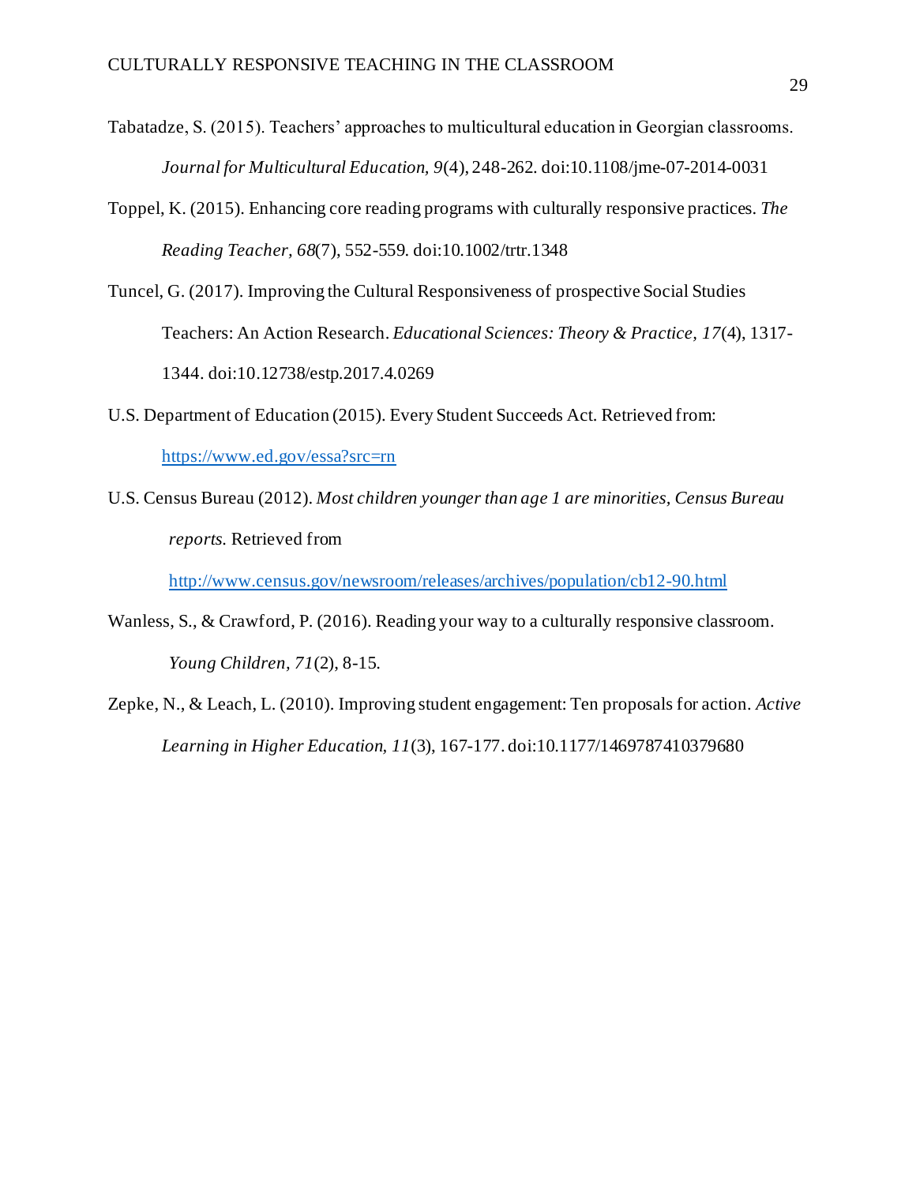Tabatadze, S. (2015). Teachers' approaches to multicultural education in Georgian classrooms. *Journal for Multicultural Education, 9*(4), 248-262. doi:10.1108/jme-07-2014-0031

Toppel, K. (2015). Enhancing core reading programs with culturally responsive practices. *The Reading Teacher, 68*(7), 552-559. doi:10.1002/trtr.1348

Tuncel, G. (2017). Improving the Cultural Responsiveness of prospective Social Studies Teachers: An Action Research. *Educational Sciences: Theory & Practice, 17*(4), 1317-1344. doi:10.12738/estp.2017.4.0269

U.S. Department of Education (2015). Every Student Succeeds Act. Retrieved from: https://www.ed.gov/essa?src=rn

U.S. Census Bureau (2012). *Most children younger than age 1 are minorities, Census Bureau reports.* Retrieved from http://www.census.gov/newsroom/releases/archives/population/cb12-90.html

Wanless, S., & Crawford, P. (2016). Reading your way to a culturally responsive classroom. *Young Children, 71*(2), 8-15.

Zepke, N., & Leach, L. (2010). Improving student engagement: Ten proposals for action. *Active Learning in Higher Education, 11*(3), 167-177. doi:10.1177/1469787410379680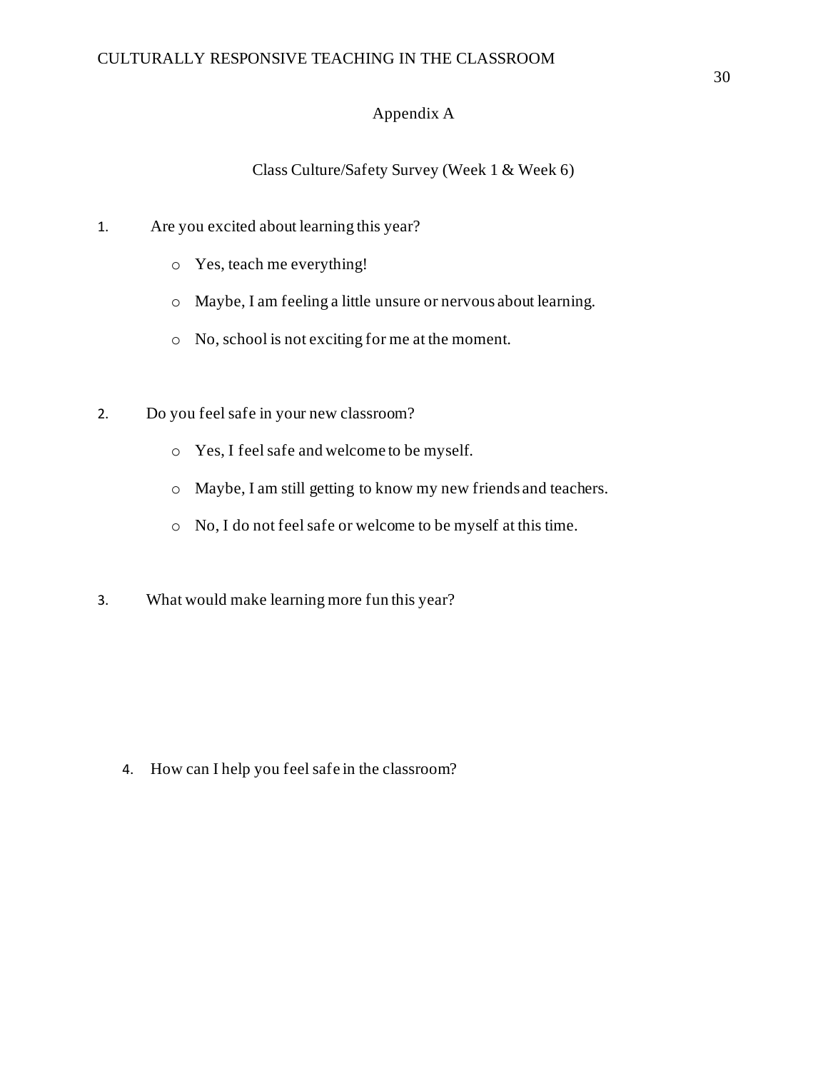# Appendix A

## Class Culture/Safety Survey (Week 1 & Week 6)

1. Are you excited about learning this year?
   - Yes, teach me everything!
   - Maybe, I am feeling a little unsure or nervous about learning.
   - No, school is not exciting for me at the moment.

2. Do you feel safe in your new classroom?
   - Yes, I feel safe and welcome to be myself.
   - Maybe, I am still getting to know my new friends and teachers.
   - No, I do not feel safe or welcome to be myself at this time.

3. What would make learning more fun this year?

4. How can I help you feel safe in the classroom?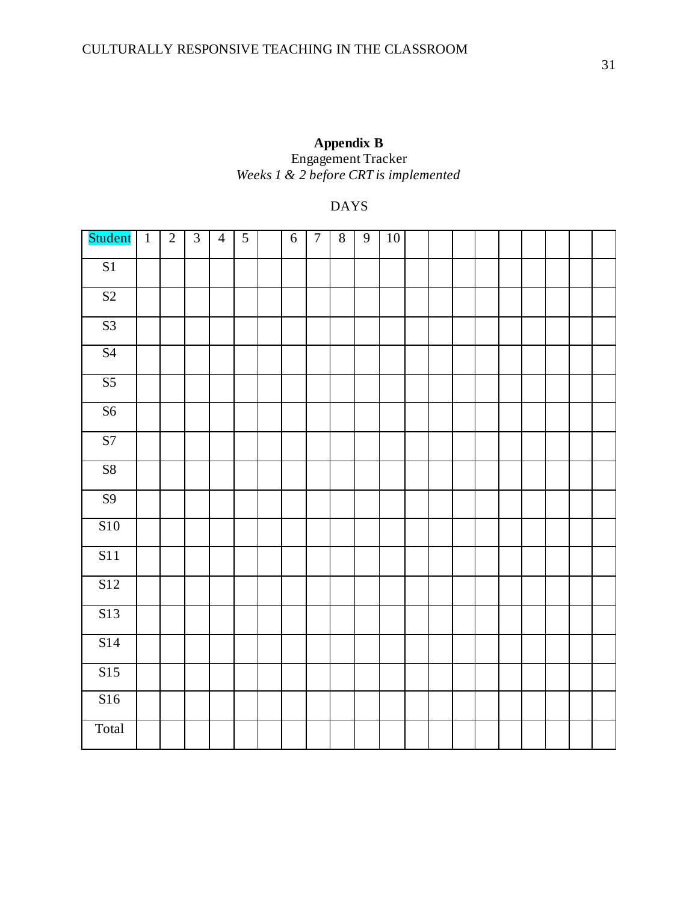**Appendix B**

Engagement Tracker

*Weeks 1 & 2 before CRT is implemented*

DAYS

| Student | 1 | 2 | 3 | 4 | 5 | | 6 | 7 | 8 | 9 | 10 | | | | | | | | | |
|---|---|---|---|---|---|---|---|---|---|---|---|---|---|---|---|---|---|---|---|---|
| S1 | | | | | | | | | | | | | | | | | | | | |
| S2 | | | | | | | | | | | | | | | | | | | | |
| S3 | | | | | | | | | | | | | | | | | | | | |
| S4 | | | | | | | | | | | | | | | | | | | | |
| S5 | | | | | | | | | | | | | | | | | | | | |
| S6 | | | | | | | | | | | | | | | | | | | | |
| S7 | | | | | | | | | | | | | | | | | | | | |
| S8 | | | | | | | | | | | | | | | | | | | | |
| S9 | | | | | | | | | | | | | | | | | | | | |
| S10 | | | | | | | | | | | | | | | | | | | | |
| S11 | | | | | | | | | | | | | | | | | | | | |
| S12 | | | | | | | | | | | | | | | | | | | | |
| S13 | | | | | | | | | | | | | | | | | | | | |
| S14 | | | | | | | | | | | | | | | | | | | | |
| S15 | | | | | | | | | | | | | | | | | | | | |
| S16 | | | | | | | | | | | | | | | | | | | | |
| Total | | | | | | | | | | | | | | | | | | | | |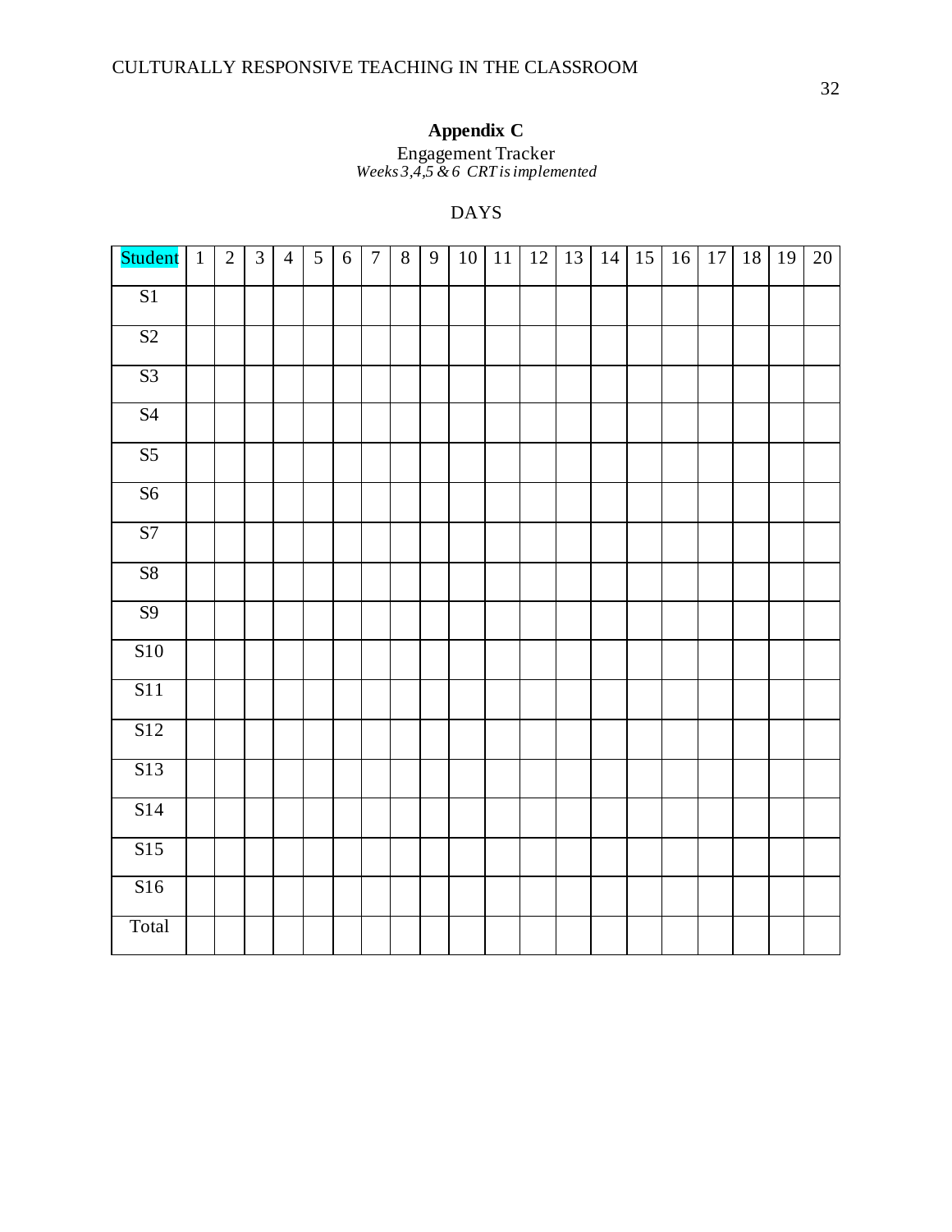**Appendix C**

Engagement Tracker

*Weeks 3,4,5 & 6 CRT is implemented*

DAYS

| Student | 1 | 2 | 3 | 4 | 5 | 6 | 7 | 8 | 9 | 10 | 11 | 12 | 13 | 14 | 15 | 16 | 17 | 18 | 19 | 20 |
|---|---|---|---|---|---|---|---|---|---|---|---|---|---|---|---|---|---|---|---|---|
| S1 | | | | | | | | | | | | | | | | | | | | |
| S2 | | | | | | | | | | | | | | | | | | | | |
| S3 | | | | | | | | | | | | | | | | | | | | |
| S4 | | | | | | | | | | | | | | | | | | | | |
| S5 | | | | | | | | | | | | | | | | | | | | |
| S6 | | | | | | | | | | | | | | | | | | | | |
| S7 | | | | | | | | | | | | | | | | | | | | |
| S8 | | | | | | | | | | | | | | | | | | | | |
| S9 | | | | | | | | | | | | | | | | | | | | |
| S10 | | | | | | | | | | | | | | | | | | | | |
| S11 | | | | | | | | | | | | | | | | | | | | |
| S12 | | | | | | | | | | | | | | | | | | | | |
| S13 | | | | | | | | | | | | | | | | | | | | |
| S14 | | | | | | | | | | | | | | | | | | | | |
| S15 | | | | | | | | | | | | | | | | | | | | |
| S16 | | | | | | | | | | | | | | | | | | | | |
| Total | | | | | | | | | | | | | | | | | | | | |